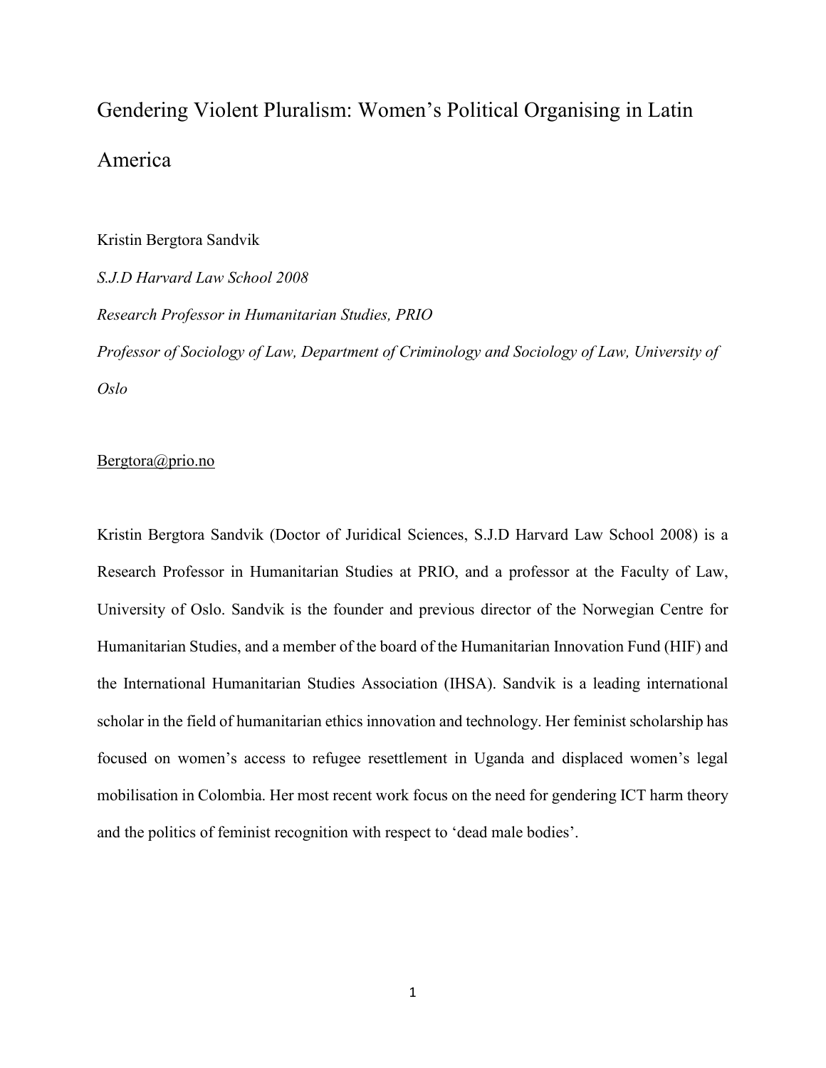# Gendering Violent Pluralism: Women's Political Organising in Latin America

Kristin Bergtora Sandvik

*S.J.D Harvard Law School 2008*

*Research Professor in Humanitarian Studies, PRIO*

*Professor of Sociology of Law, Department of Criminology and Sociology of Law, University of Oslo*

Bergtora@prio.no

Kristin Bergtora Sandvik (Doctor of Juridical Sciences, S.J.D Harvard Law School 2008) is a Research Professor in Humanitarian Studies at PRIO, and a professor at the Faculty of Law, University of Oslo. Sandvik is the founder and previous director of the Norwegian Centre for Humanitarian Studies, and a member of the board of the Humanitarian Innovation Fund (HIF) and the International Humanitarian Studies Association (IHSA). Sandvik is a leading international scholar in the field of humanitarian ethics innovation and technology. Her feminist scholarship has focused on women's access to refugee resettlement in Uganda and displaced women's legal mobilisation in Colombia. Her most recent work focus on the need for gendering ICT harm theory and the politics of feminist recognition with respect to 'dead male bodies'.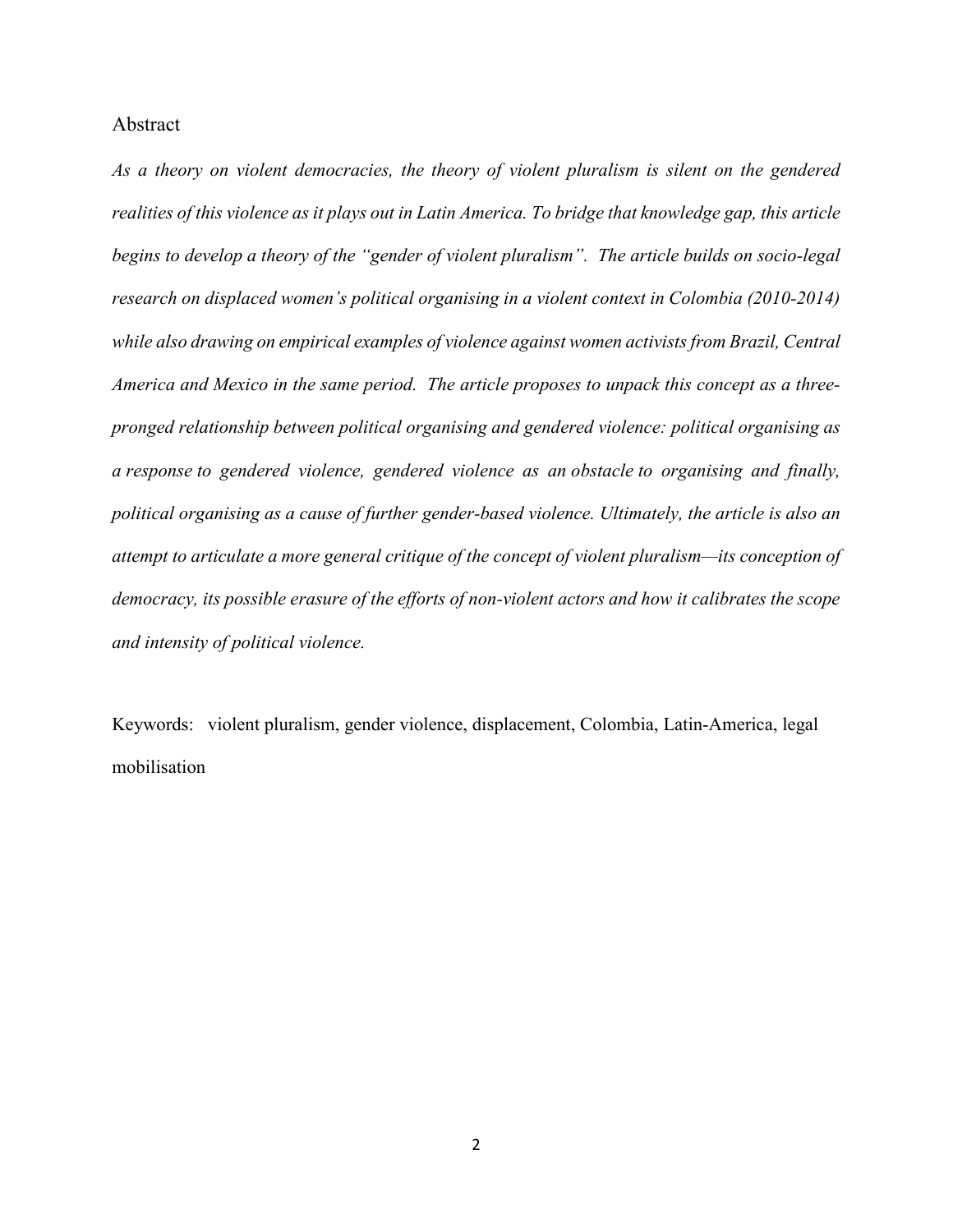## Abstract

*As a theory on violent democracies, the theory of violent pluralism is silent on the gendered realities of this violence as it plays out in Latin America. To bridge that knowledge gap, this article begins to develop a theory of the "gender of violent pluralism". The article builds on socio-legal research on displaced women's political organising in a violent context in Colombia (2010-2014) while also drawing on empirical examples of violence against women activists from Brazil, Central America and Mexico in the same period. The article proposes to unpack this concept as a three-pronged relationship between political organising and gendered violence: political organising as a response to gendered violence, gendered violence as an obstacle to organising and finally, political organising as a cause of further gender-based violence. Ultimately, the article is also an attempt to articulate a more general critique of the concept of violent pluralism—its conception of democracy, its possible erasure of the efforts of non-violent actors and how it calibrates the scope and intensity of political violence.*

Keywords: violent pluralism, gender violence, displacement, Colombia, Latin-America, legal mobilisation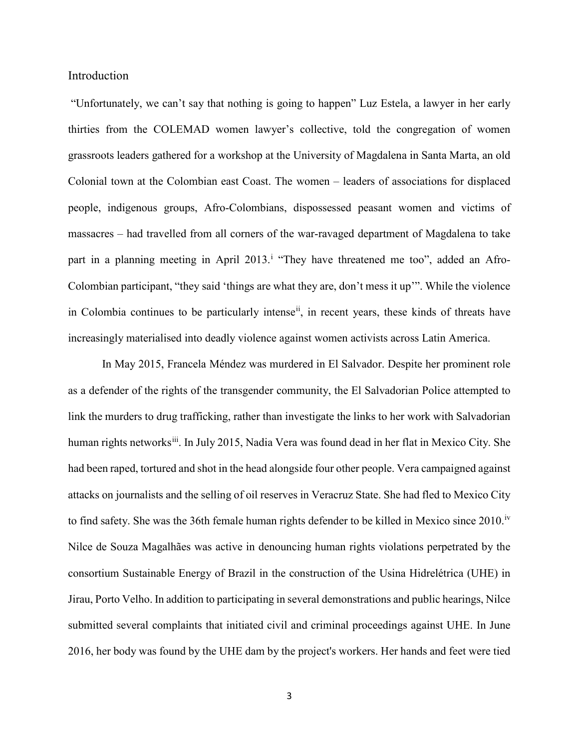## Introduction

"Unfortunately, we can't say that nothing is going to happen" Luz Estela, a lawyer in her early thirties from the COLEMAD women lawyer's collective, told the congregation of women grassroots leaders gathered for a workshop at the University of Magdalena in Santa Marta, an old Colonial town at the Colombian east Coast. The women – leaders of associations for displaced people, indigenous groups, Afro-Colombians, dispossessed peasant women and victims of massacres – had travelled from all corners of the war-ravaged department of Magdalena to take part in a planning meeting in April 2013.[i] "They have threatened me too", added an Afro-Colombian participant, "they said 'things are what they are, don't mess it up'". While the violence in Colombia continues to be particularly intense[ii], in recent years, these kinds of threats have increasingly materialised into deadly violence against women activists across Latin America.

In May 2015, Francela Méndez was murdered in El Salvador. Despite her prominent role as a defender of the rights of the transgender community, the El Salvadorian Police attempted to link the murders to drug trafficking, rather than investigate the links to her work with Salvadorian human rights networks[iii]. In July 2015, Nadia Vera was found dead in her flat in Mexico City. She had been raped, tortured and shot in the head alongside four other people. Vera campaigned against attacks on journalists and the selling of oil reserves in Veracruz State. She had fled to Mexico City to find safety. She was the 36th female human rights defender to be killed in Mexico since 2010.[iv] Nilce de Souza Magalhães was active in denouncing human rights violations perpetrated by the consortium Sustainable Energy of Brazil in the construction of the Usina Hidrelétrica (UHE) in Jirau, Porto Velho. In addition to participating in several demonstrations and public hearings, Nilce submitted several complaints that initiated civil and criminal proceedings against UHE. In June 2016, her body was found by the UHE dam by the project's workers. Her hands and feet were tied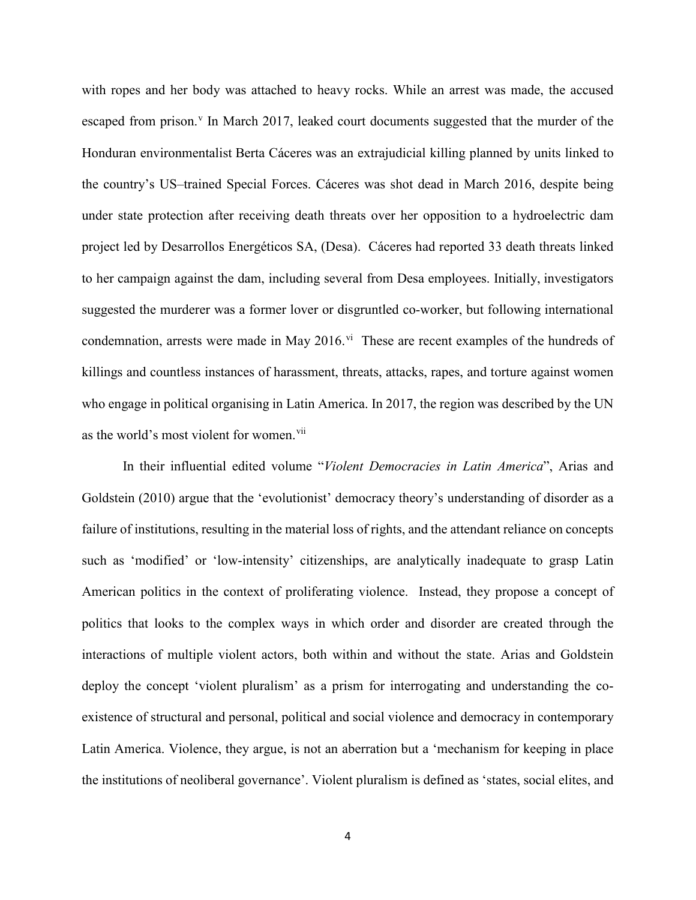with ropes and her body was attached to heavy rocks. While an arrest was made, the accused escaped from prison.[v] In March 2017, leaked court documents suggested that the murder of the Honduran environmentalist Berta Cáceres was an extrajudicial killing planned by units linked to the country's US–trained Special Forces. Cáceres was shot dead in March 2016, despite being under state protection after receiving death threats over her opposition to a hydroelectric dam project led by Desarrollos Energéticos SA, (Desa). Cáceres had reported 33 death threats linked to her campaign against the dam, including several from Desa employees. Initially, investigators suggested the murderer was a former lover or disgruntled co-worker, but following international condemnation, arrests were made in May 2016.[vi] These are recent examples of the hundreds of killings and countless instances of harassment, threats, attacks, rapes, and torture against women who engage in political organising in Latin America. In 2017, the region was described by the UN as the world's most violent for women.[vii]

In their influential edited volume "*Violent Democracies in Latin America*", Arias and Goldstein (2010) argue that the 'evolutionist' democracy theory's understanding of disorder as a failure of institutions, resulting in the material loss of rights, and the attendant reliance on concepts such as 'modified' or 'low-intensity' citizenships, are analytically inadequate to grasp Latin American politics in the context of proliferating violence. Instead, they propose a concept of politics that looks to the complex ways in which order and disorder are created through the interactions of multiple violent actors, both within and without the state. Arias and Goldstein deploy the concept 'violent pluralism' as a prism for interrogating and understanding the co-existence of structural and personal, political and social violence and democracy in contemporary Latin America. Violence, they argue, is not an aberration but a 'mechanism for keeping in place the institutions of neoliberal governance'. Violent pluralism is defined as 'states, social elites, and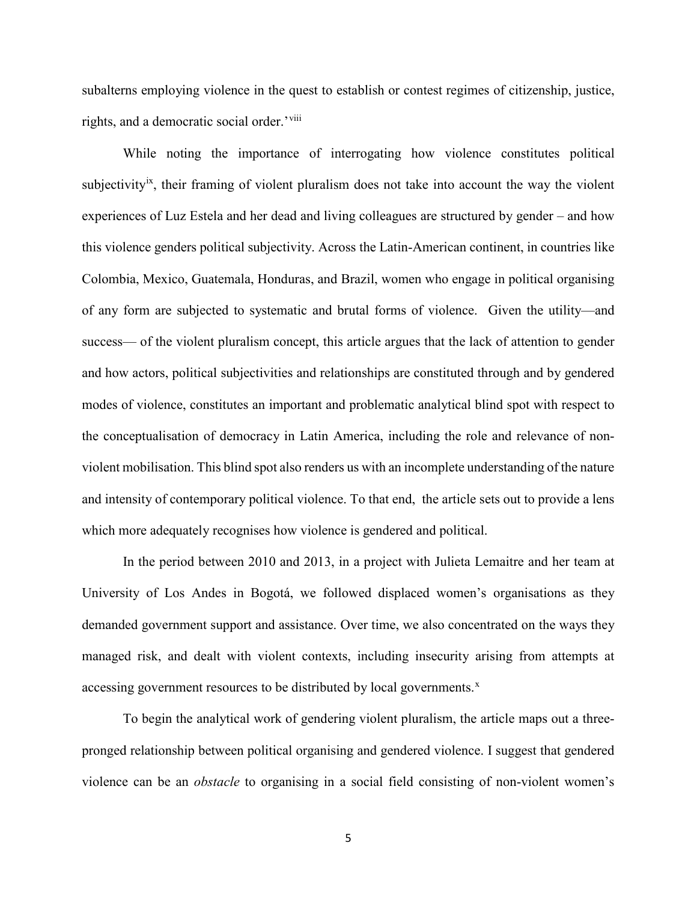subalterns employing violence in the quest to establish or contest regimes of citizenship, justice, rights, and a democratic social order.'[viii]

While noting the importance of interrogating how violence constitutes political subjectivity[ix], their framing of violent pluralism does not take into account the way the violent experiences of Luz Estela and her dead and living colleagues are structured by gender – and how this violence genders political subjectivity. Across the Latin-American continent, in countries like Colombia, Mexico, Guatemala, Honduras, and Brazil, women who engage in political organising of any form are subjected to systematic and brutal forms of violence. Given the utility—and success— of the violent pluralism concept, this article argues that the lack of attention to gender and how actors, political subjectivities and relationships are constituted through and by gendered modes of violence, constitutes an important and problematic analytical blind spot with respect to the conceptualisation of democracy in Latin America, including the role and relevance of non-violent mobilisation. This blind spot also renders us with an incomplete understanding of the nature and intensity of contemporary political violence. To that end, the article sets out to provide a lens which more adequately recognises how violence is gendered and political.

In the period between 2010 and 2013, in a project with Julieta Lemaitre and her team at University of Los Andes in Bogotá, we followed displaced women's organisations as they demanded government support and assistance. Over time, we also concentrated on the ways they managed risk, and dealt with violent contexts, including insecurity arising from attempts at accessing government resources to be distributed by local governments.[x]

To begin the analytical work of gendering violent pluralism, the article maps out a three-pronged relationship between political organising and gendered violence. I suggest that gendered violence can be an *obstacle* to organising in a social field consisting of non-violent women's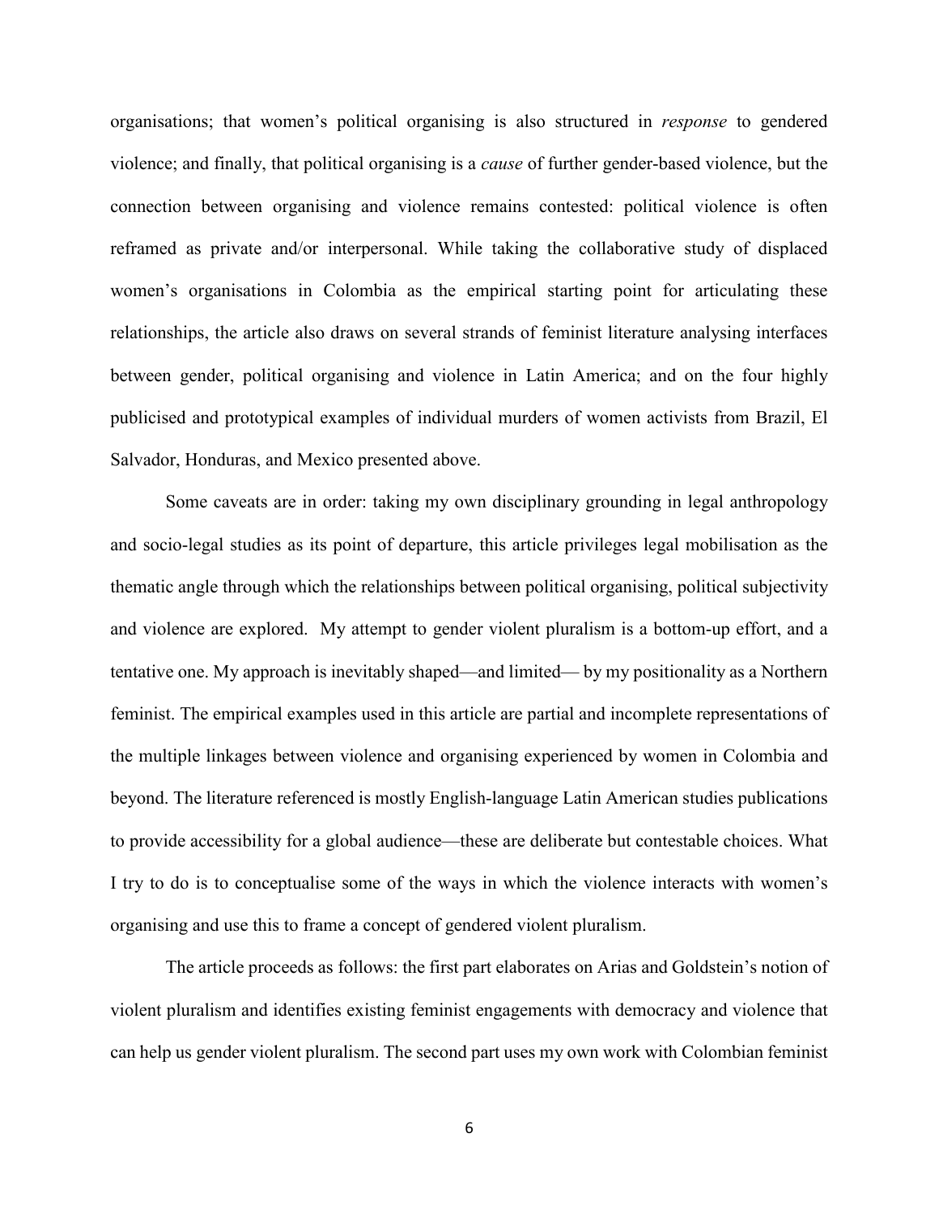organisations; that women's political organising is also structured in *response* to gendered violence; and finally, that political organising is a *cause* of further gender-based violence, but the connection between organising and violence remains contested: political violence is often reframed as private and/or interpersonal. While taking the collaborative study of displaced women's organisations in Colombia as the empirical starting point for articulating these relationships, the article also draws on several strands of feminist literature analysing interfaces between gender, political organising and violence in Latin America; and on the four highly publicised and prototypical examples of individual murders of women activists from Brazil, El Salvador, Honduras, and Mexico presented above.

Some caveats are in order: taking my own disciplinary grounding in legal anthropology and socio-legal studies as its point of departure, this article privileges legal mobilisation as the thematic angle through which the relationships between political organising, political subjectivity and violence are explored. My attempt to gender violent pluralism is a bottom-up effort, and a tentative one. My approach is inevitably shaped—and limited— by my positionality as a Northern feminist. The empirical examples used in this article are partial and incomplete representations of the multiple linkages between violence and organising experienced by women in Colombia and beyond. The literature referenced is mostly English-language Latin American studies publications to provide accessibility for a global audience—these are deliberate but contestable choices. What I try to do is to conceptualise some of the ways in which the violence interacts with women's organising and use this to frame a concept of gendered violent pluralism.

The article proceeds as follows: the first part elaborates on Arias and Goldstein's notion of violent pluralism and identifies existing feminist engagements with democracy and violence that can help us gender violent pluralism. The second part uses my own work with Colombian feminist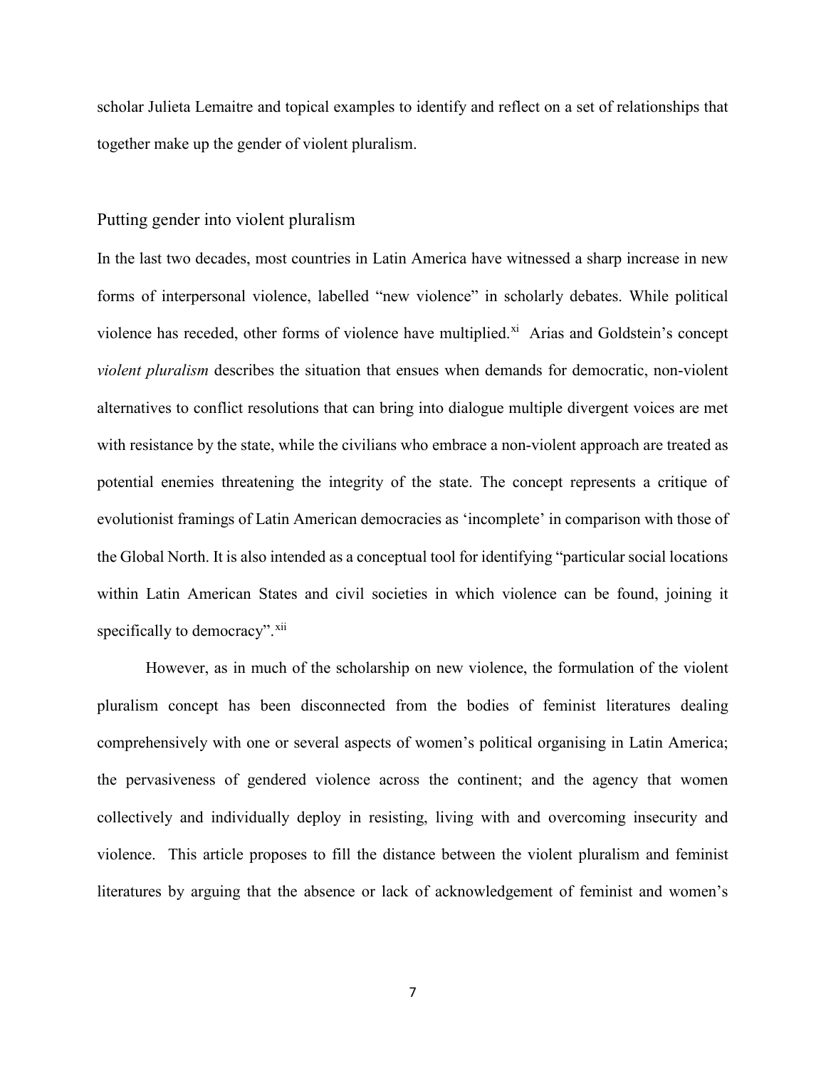scholar Julieta Lemaitre and topical examples to identify and reflect on a set of relationships that together make up the gender of violent pluralism.

## Putting gender into violent pluralism

In the last two decades, most countries in Latin America have witnessed a sharp increase in new forms of interpersonal violence, labelled "new violence" in scholarly debates. While political violence has receded, other forms of violence have multiplied.[xi] Arias and Goldstein's concept *violent pluralism* describes the situation that ensues when demands for democratic, non-violent alternatives to conflict resolutions that can bring into dialogue multiple divergent voices are met with resistance by the state, while the civilians who embrace a non-violent approach are treated as potential enemies threatening the integrity of the state. The concept represents a critique of evolutionist framings of Latin American democracies as 'incomplete' in comparison with those of the Global North. It is also intended as a conceptual tool for identifying "particular social locations within Latin American States and civil societies in which violence can be found, joining it specifically to democracy".[xii]

However, as in much of the scholarship on new violence, the formulation of the violent pluralism concept has been disconnected from the bodies of feminist literatures dealing comprehensively with one or several aspects of women's political organising in Latin America; the pervasiveness of gendered violence across the continent; and the agency that women collectively and individually deploy in resisting, living with and overcoming insecurity and violence. This article proposes to fill the distance between the violent pluralism and feminist literatures by arguing that the absence or lack of acknowledgement of feminist and women's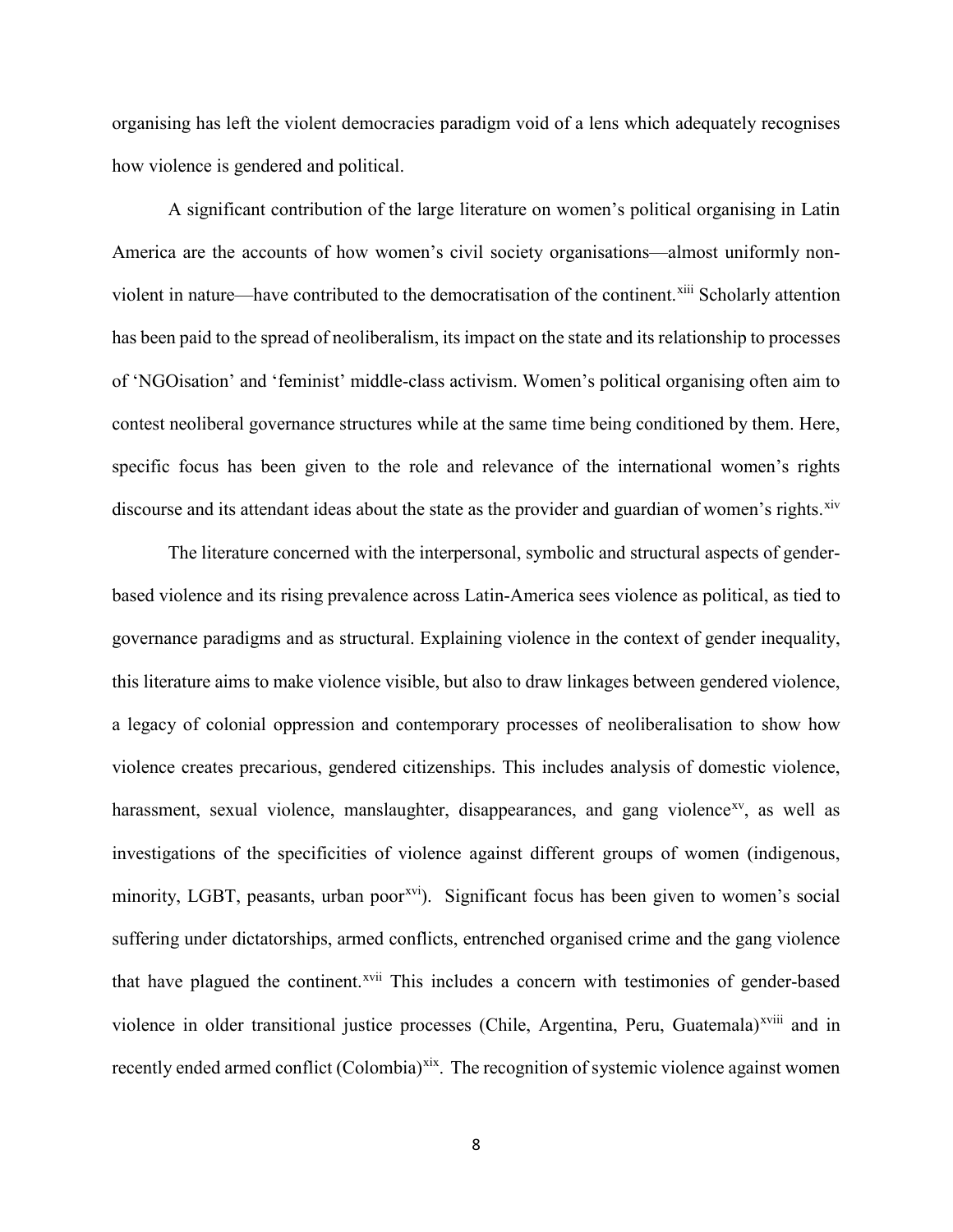organising has left the violent democracies paradigm void of a lens which adequately recognises how violence is gendered and political.

A significant contribution of the large literature on women's political organising in Latin America are the accounts of how women's civil society organisations—almost uniformly non-violent in nature—have contributed to the democratisation of the continent.[xiii] Scholarly attention has been paid to the spread of neoliberalism, its impact on the state and its relationship to processes of 'NGOisation' and 'feminist' middle-class activism. Women's political organising often aim to contest neoliberal governance structures while at the same time being conditioned by them. Here, specific focus has been given to the role and relevance of the international women's rights discourse and its attendant ideas about the state as the provider and guardian of women's rights.[xiv]

The literature concerned with the interpersonal, symbolic and structural aspects of gender-based violence and its rising prevalence across Latin-America sees violence as political, as tied to governance paradigms and as structural. Explaining violence in the context of gender inequality, this literature aims to make violence visible, but also to draw linkages between gendered violence, a legacy of colonial oppression and contemporary processes of neoliberalisation to show how violence creates precarious, gendered citizenships. This includes analysis of domestic violence, harassment, sexual violence, manslaughter, disappearances, and gang violence[xv], as well as investigations of the specificities of violence against different groups of women (indigenous, minority, LGBT, peasants, urban poor[xvi]). Significant focus has been given to women's social suffering under dictatorships, armed conflicts, entrenched organised crime and the gang violence that have plagued the continent.[xvii] This includes a concern with testimonies of gender-based violence in older transitional justice processes (Chile, Argentina, Peru, Guatemala)[xviii] and in recently ended armed conflict (Colombia)[xix]. The recognition of systemic violence against women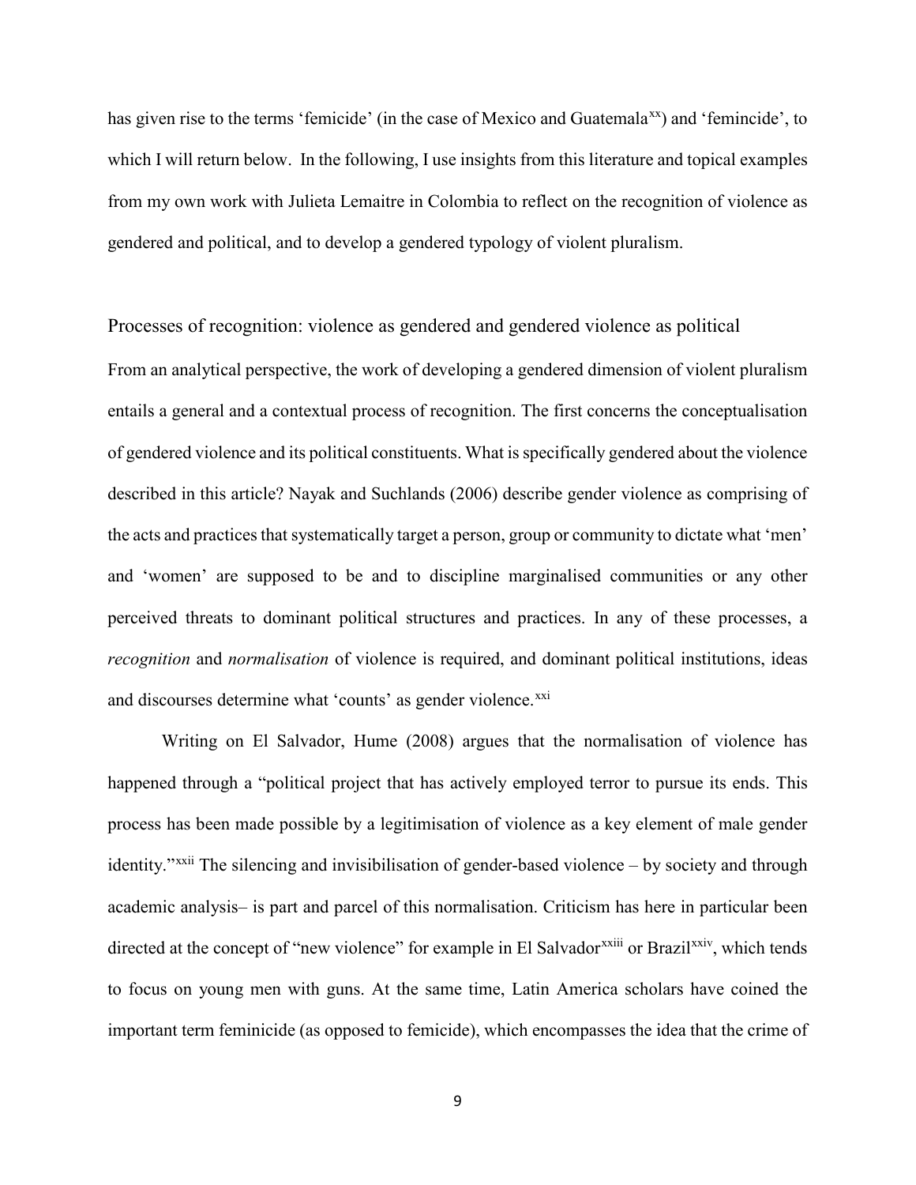has given rise to the terms 'femicide' (in the case of Mexico and Guatemala[xx]) and 'femincide', to which I will return below. In the following, I use insights from this literature and topical examples from my own work with Julieta Lemaitre in Colombia to reflect on the recognition of violence as gendered and political, and to develop a gendered typology of violent pluralism.

## Processes of recognition: violence as gendered and gendered violence as political

From an analytical perspective, the work of developing a gendered dimension of violent pluralism entails a general and a contextual process of recognition. The first concerns the conceptualisation of gendered violence and its political constituents. What is specifically gendered about the violence described in this article? Nayak and Suchlands (2006) describe gender violence as comprising of the acts and practices that systematically target a person, group or community to dictate what 'men' and 'women' are supposed to be and to discipline marginalised communities or any other perceived threats to dominant political structures and practices. In any of these processes, a *recognition* and *normalisation* of violence is required, and dominant political institutions, ideas and discourses determine what 'counts' as gender violence.[xxi]

Writing on El Salvador, Hume (2008) argues that the normalisation of violence has happened through a "political project that has actively employed terror to pursue its ends. This process has been made possible by a legitimisation of violence as a key element of male gender identity."[xxii] The silencing and invisibilisation of gender-based violence – by society and through academic analysis– is part and parcel of this normalisation. Criticism has here in particular been directed at the concept of "new violence" for example in El Salvador[xxiii] or Brazil[xxiv], which tends to focus on young men with guns. At the same time, Latin America scholars have coined the important term feminicide (as opposed to femicide), which encompasses the idea that the crime of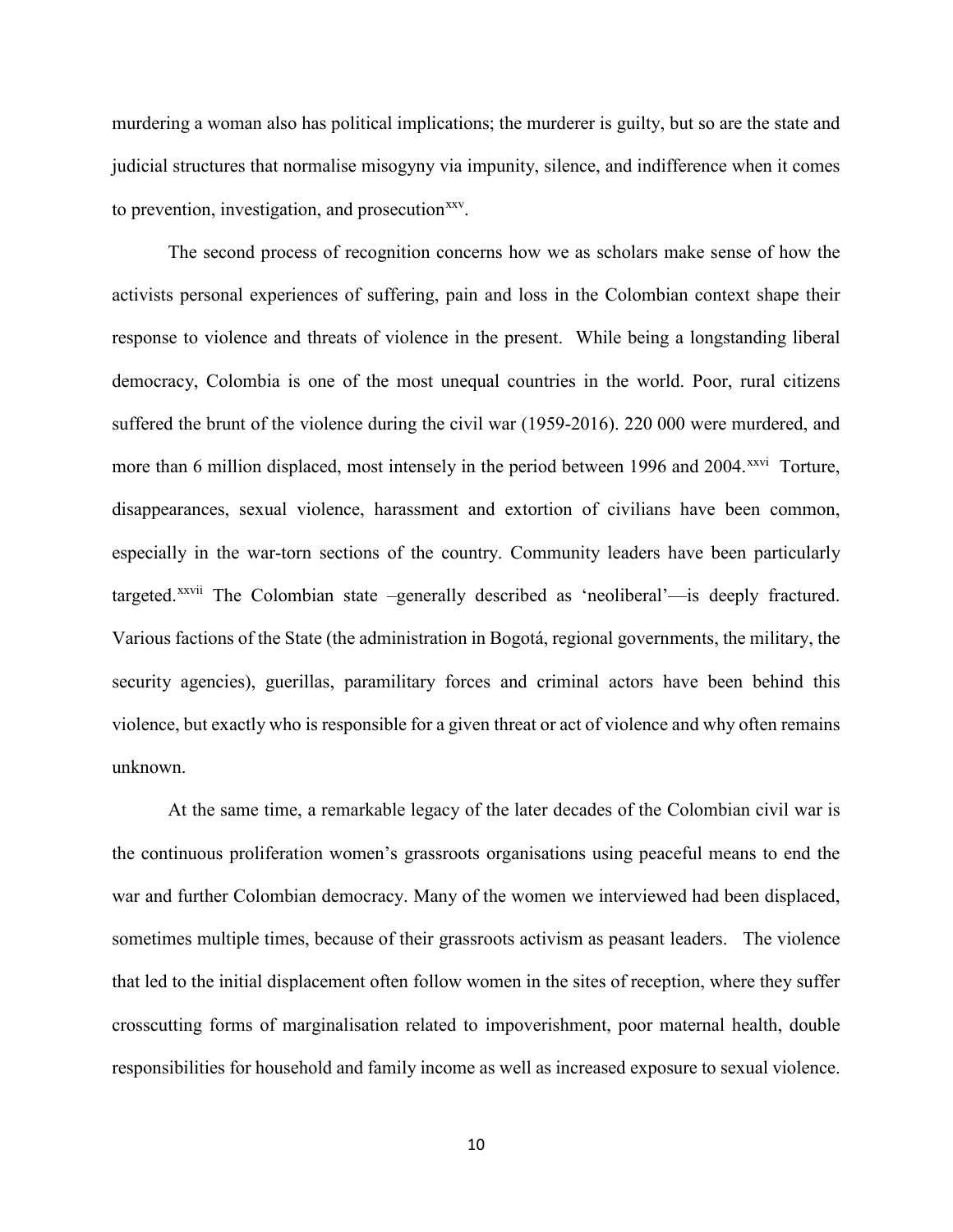murdering a woman also has political implications; the murderer is guilty, but so are the state and judicial structures that normalise misogyny via impunity, silence, and indifference when it comes to prevention, investigation, and prosecution[xxv].

The second process of recognition concerns how we as scholars make sense of how the activists personal experiences of suffering, pain and loss in the Colombian context shape their response to violence and threats of violence in the present. While being a longstanding liberal democracy, Colombia is one of the most unequal countries in the world. Poor, rural citizens suffered the brunt of the violence during the civil war (1959-2016). 220 000 were murdered, and more than 6 million displaced, most intensely in the period between 1996 and 2004.[xxvi] Torture, disappearances, sexual violence, harassment and extortion of civilians have been common, especially in the war-torn sections of the country. Community leaders have been particularly targeted.[xxvii] The Colombian state –generally described as 'neoliberal'—is deeply fractured. Various factions of the State (the administration in Bogotá, regional governments, the military, the security agencies), guerillas, paramilitary forces and criminal actors have been behind this violence, but exactly who is responsible for a given threat or act of violence and why often remains unknown.

At the same time, a remarkable legacy of the later decades of the Colombian civil war is the continuous proliferation women's grassroots organisations using peaceful means to end the war and further Colombian democracy. Many of the women we interviewed had been displaced, sometimes multiple times, because of their grassroots activism as peasant leaders. The violence that led to the initial displacement often follow women in the sites of reception, where they suffer crosscutting forms of marginalisation related to impoverishment, poor maternal health, double responsibilities for household and family income as well as increased exposure to sexual violence.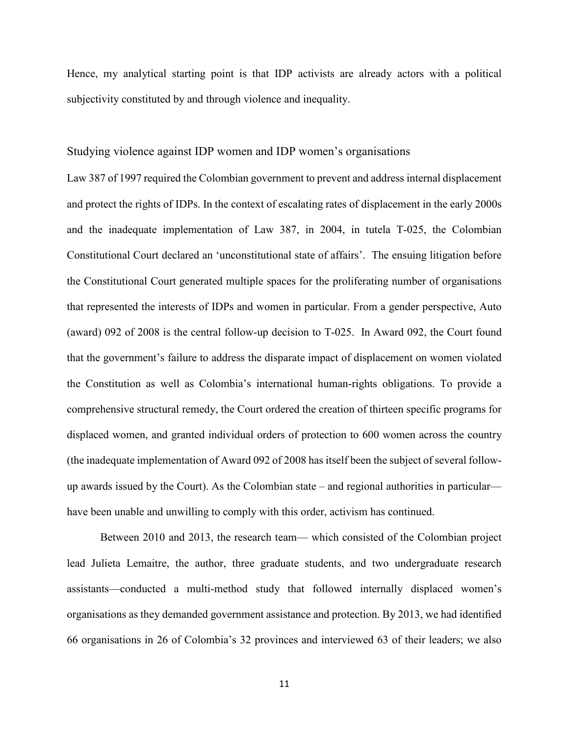Hence, my analytical starting point is that IDP activists are already actors with a political subjectivity constituted by and through violence and inequality.

## Studying violence against IDP women and IDP women's organisations

Law 387 of 1997 required the Colombian government to prevent and address internal displacement and protect the rights of IDPs. In the context of escalating rates of displacement in the early 2000s and the inadequate implementation of Law 387, in 2004, in tutela T-025, the Colombian Constitutional Court declared an 'unconstitutional state of affairs'. The ensuing litigation before the Constitutional Court generated multiple spaces for the proliferating number of organisations that represented the interests of IDPs and women in particular. From a gender perspective, Auto (award) 092 of 2008 is the central follow-up decision to T-025. In Award 092, the Court found that the government's failure to address the disparate impact of displacement on women violated the Constitution as well as Colombia's international human-rights obligations. To provide a comprehensive structural remedy, the Court ordered the creation of thirteen specific programs for displaced women, and granted individual orders of protection to 600 women across the country (the inadequate implementation of Award 092 of 2008 has itself been the subject of several follow-up awards issued by the Court). As the Colombian state – and regional authorities in particular— have been unable and unwilling to comply with this order, activism has continued.

Between 2010 and 2013, the research team— which consisted of the Colombian project lead Julieta Lemaitre, the author, three graduate students, and two undergraduate research assistants—conducted a multi-method study that followed internally displaced women's organisations as they demanded government assistance and protection. By 2013, we had identified 66 organisations in 26 of Colombia's 32 provinces and interviewed 63 of their leaders; we also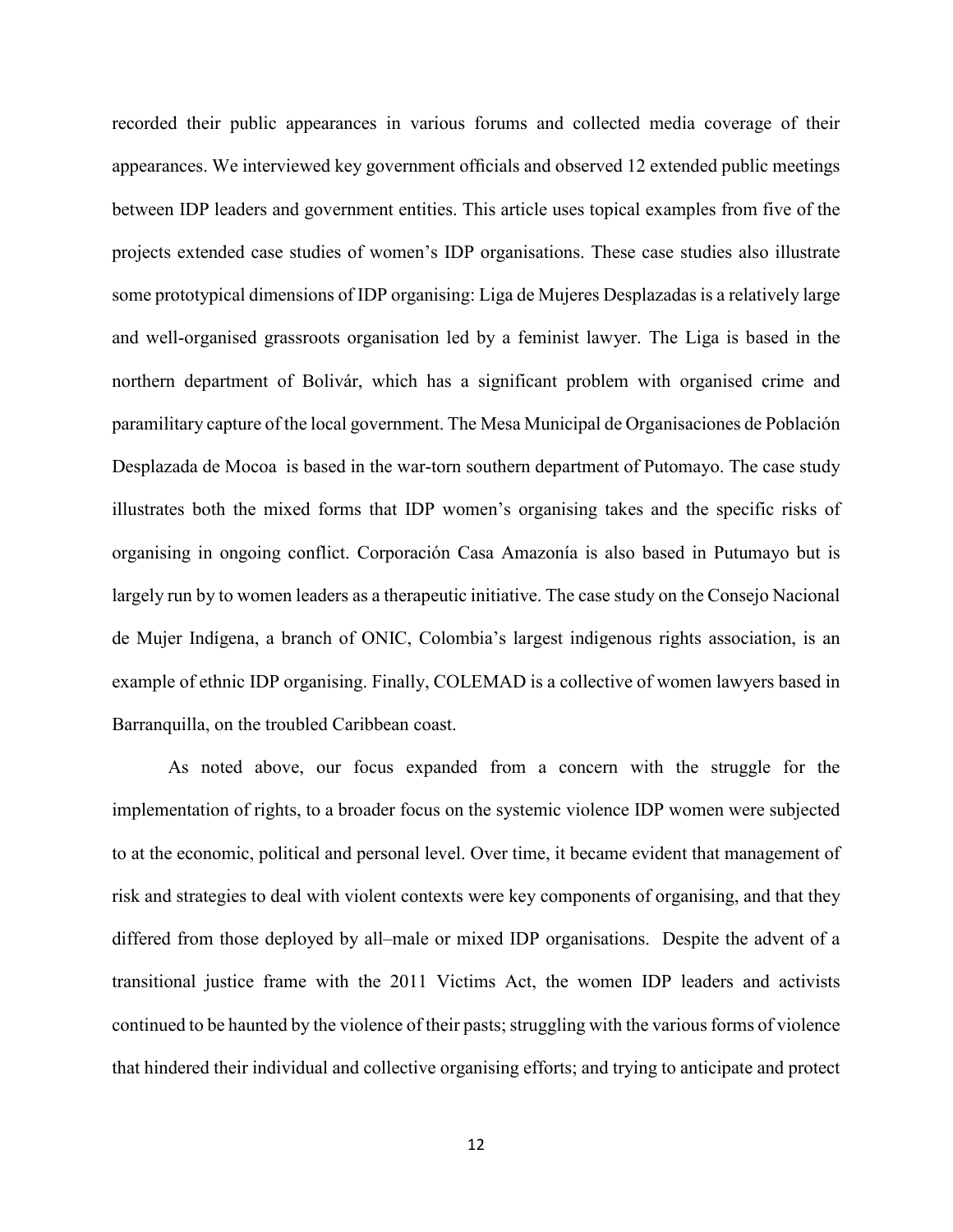recorded their public appearances in various forums and collected media coverage of their appearances. We interviewed key government officials and observed 12 extended public meetings between IDP leaders and government entities. This article uses topical examples from five of the projects extended case studies of women's IDP organisations. These case studies also illustrate some prototypical dimensions of IDP organising: Liga de Mujeres Desplazadas is a relatively large and well-organised grassroots organisation led by a feminist lawyer. The Liga is based in the northern department of Bolivár, which has a significant problem with organised crime and paramilitary capture of the local government. The Mesa Municipal de Organisaciones de Población Desplazada de Mocoa is based in the war-torn southern department of Putomayo. The case study illustrates both the mixed forms that IDP women's organising takes and the specific risks of organising in ongoing conflict. Corporación Casa Amazonía is also based in Putumayo but is largely run by to women leaders as a therapeutic initiative. The case study on the Consejo Nacional de Mujer Indígena, a branch of ONIC, Colombia's largest indigenous rights association, is an example of ethnic IDP organising. Finally, COLEMAD is a collective of women lawyers based in Barranquilla, on the troubled Caribbean coast.

As noted above, our focus expanded from a concern with the struggle for the implementation of rights, to a broader focus on the systemic violence IDP women were subjected to at the economic, political and personal level. Over time, it became evident that management of risk and strategies to deal with violent contexts were key components of organising, and that they differed from those deployed by all–male or mixed IDP organisations. Despite the advent of a transitional justice frame with the 2011 Victims Act, the women IDP leaders and activists continued to be haunted by the violence of their pasts; struggling with the various forms of violence that hindered their individual and collective organising efforts; and trying to anticipate and protect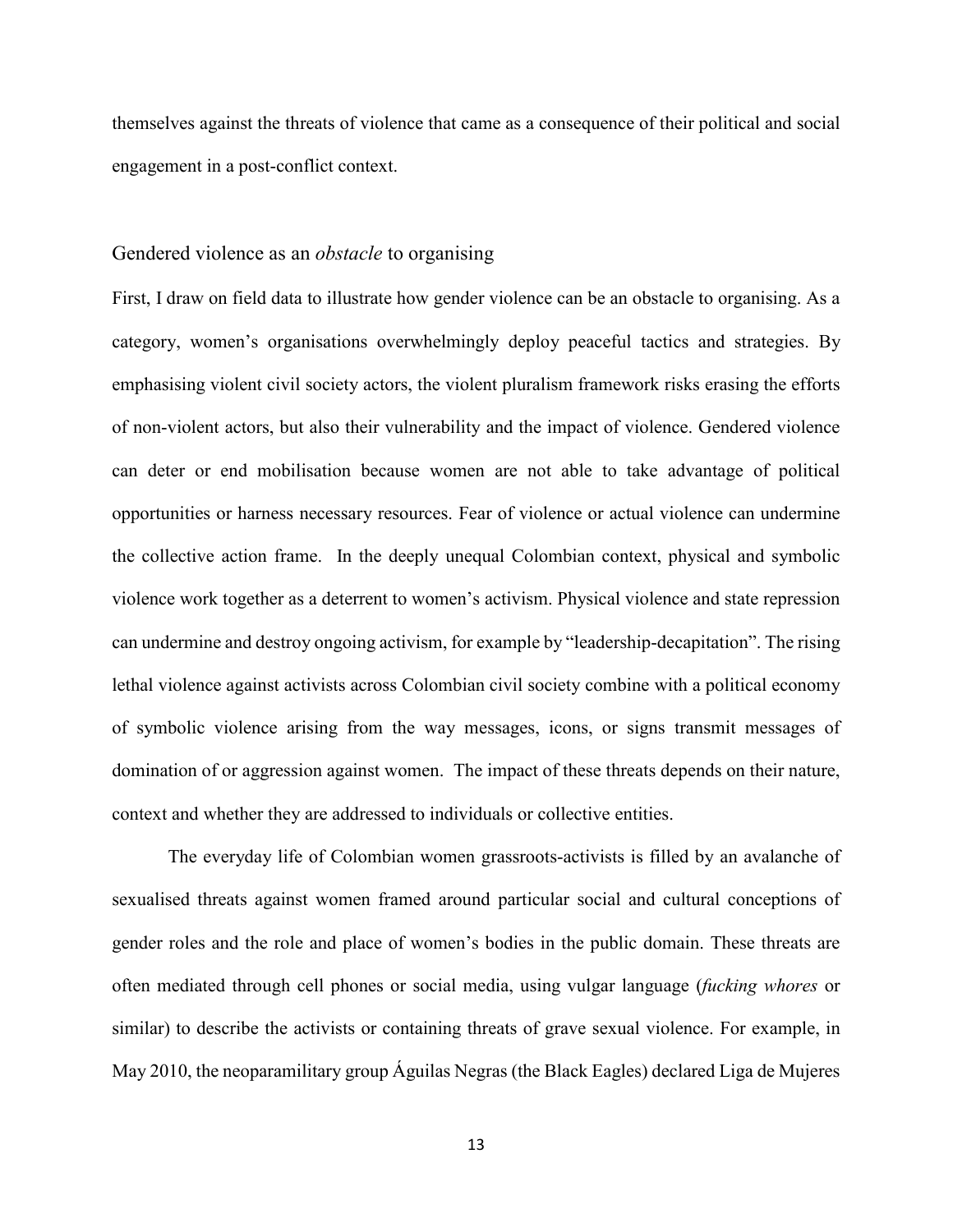themselves against the threats of violence that came as a consequence of their political and social engagement in a post-conflict context.

## Gendered violence as an *obstacle* to organising

First, I draw on field data to illustrate how gender violence can be an obstacle to organising. As a category, women's organisations overwhelmingly deploy peaceful tactics and strategies. By emphasising violent civil society actors, the violent pluralism framework risks erasing the efforts of non-violent actors, but also their vulnerability and the impact of violence. Gendered violence can deter or end mobilisation because women are not able to take advantage of political opportunities or harness necessary resources. Fear of violence or actual violence can undermine the collective action frame. In the deeply unequal Colombian context, physical and symbolic violence work together as a deterrent to women's activism. Physical violence and state repression can undermine and destroy ongoing activism, for example by "leadership-decapitation". The rising lethal violence against activists across Colombian civil society combine with a political economy of symbolic violence arising from the way messages, icons, or signs transmit messages of domination of or aggression against women. The impact of these threats depends on their nature, context and whether they are addressed to individuals or collective entities.

The everyday life of Colombian women grassroots-activists is filled by an avalanche of sexualised threats against women framed around particular social and cultural conceptions of gender roles and the role and place of women's bodies in the public domain. These threats are often mediated through cell phones or social media, using vulgar language (*fucking whores* or similar) to describe the activists or containing threats of grave sexual violence. For example, in May 2010, the neoparamilitary group Águilas Negras (the Black Eagles) declared Liga de Mujeres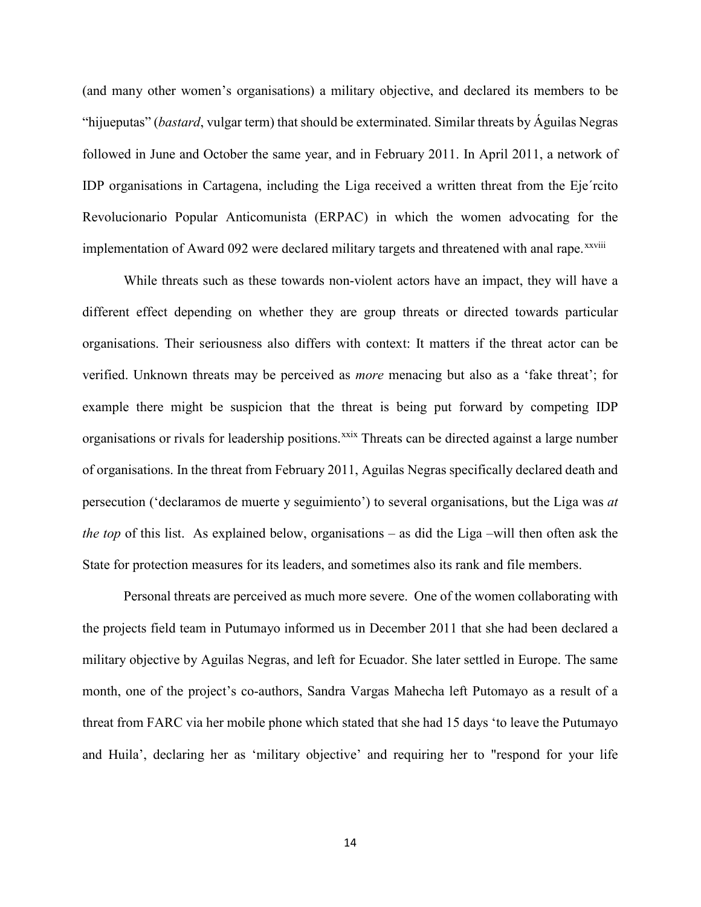(and many other women's organisations) a military objective, and declared its members to be "hijueputas" (*bastard*, vulgar term) that should be exterminated. Similar threats by Águilas Negras followed in June and October the same year, and in February 2011. In April 2011, a network of IDP organisations in Cartagena, including the Liga received a written threat from the Eje´rcito Revolucionario Popular Anticomunista (ERPAC) in which the women advocating for the implementation of Award 092 were declared military targets and threatened with anal rape.[xxviii]

While threats such as these towards non-violent actors have an impact, they will have a different effect depending on whether they are group threats or directed towards particular organisations. Their seriousness also differs with context: It matters if the threat actor can be verified. Unknown threats may be perceived as *more* menacing but also as a 'fake threat'; for example there might be suspicion that the threat is being put forward by competing IDP organisations or rivals for leadership positions.[xxix] Threats can be directed against a large number of organisations. In the threat from February 2011, Aguilas Negras specifically declared death and persecution ('declaramos de muerte y seguimiento') to several organisations, but the Liga was *at the top* of this list. As explained below, organisations – as did the Liga –will then often ask the State for protection measures for its leaders, and sometimes also its rank and file members.

Personal threats are perceived as much more severe. One of the women collaborating with the projects field team in Putumayo informed us in December 2011 that she had been declared a military objective by Aguilas Negras, and left for Ecuador. She later settled in Europe. The same month, one of the project's co-authors, Sandra Vargas Mahecha left Putomayo as a result of a threat from FARC via her mobile phone which stated that she had 15 days 'to leave the Putumayo and Huila', declaring her as 'military objective' and requiring her to "respond for your life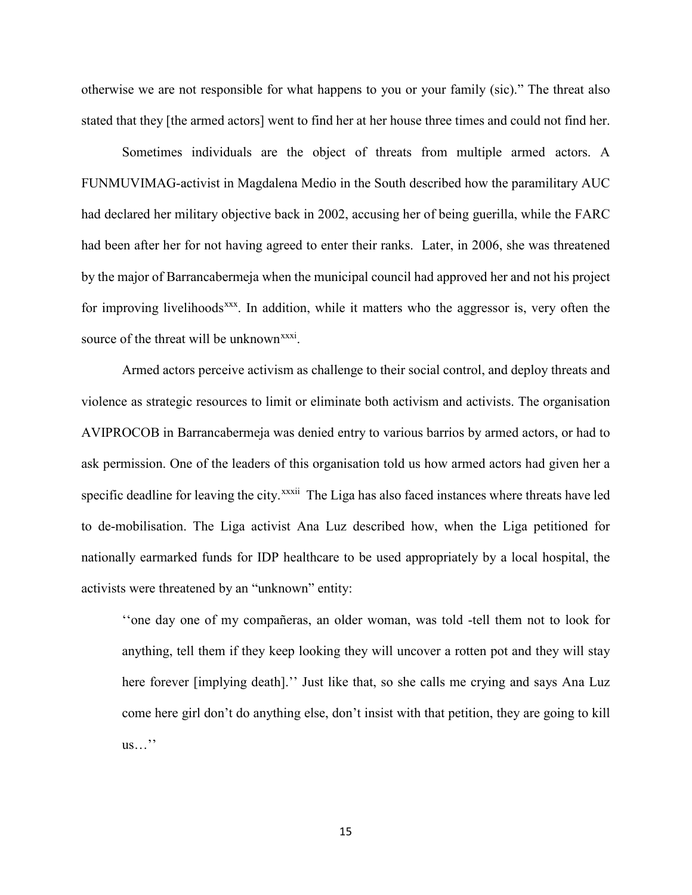otherwise we are not responsible for what happens to you or your family (sic)." The threat also stated that they [the armed actors] went to find her at her house three times and could not find her.

Sometimes individuals are the object of threats from multiple armed actors. A FUNMUVIMAG-activist in Magdalena Medio in the South described how the paramilitary AUC had declared her military objective back in 2002, accusing her of being guerilla, while the FARC had been after her for not having agreed to enter their ranks. Later, in 2006, she was threatened by the major of Barrancabermeja when the municipal council had approved her and not his project for improving livelihoods[xxx]. In addition, while it matters who the aggressor is, very often the source of the threat will be unknown[xxxi].

Armed actors perceive activism as challenge to their social control, and deploy threats and violence as strategic resources to limit or eliminate both activism and activists. The organisation AVIPROCOB in Barrancabermeja was denied entry to various barrios by armed actors, or had to ask permission. One of the leaders of this organisation told us how armed actors had given her a specific deadline for leaving the city.[xxxii] The Liga has also faced instances where threats have led to de-mobilisation. The Liga activist Ana Luz described how, when the Liga petitioned for nationally earmarked funds for IDP healthcare to be used appropriately by a local hospital, the activists were threatened by an "unknown" entity:

> ''one day one of my compañeras, an older woman, was told -tell them not to look for anything, tell them if they keep looking they will uncover a rotten pot and they will stay here forever [implying death].'' Just like that, so she calls me crying and says Ana Luz come here girl don't do anything else, don't insist with that petition, they are going to kill us…''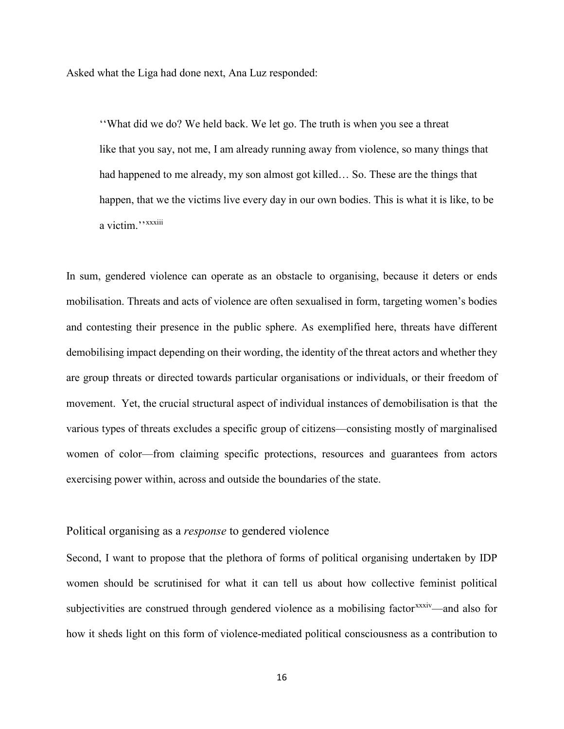Asked what the Liga had done next, Ana Luz responded:

> ''What did we do? We held back. We let go. The truth is when you see a threat like that you say, not me, I am already running away from violence, so many things that had happened to me already, my son almost got killed… So. These are the things that happen, that we the victims live every day in our own bodies. This is what it is like, to be a victim.''[xxxiii]

In sum, gendered violence can operate as an obstacle to organising, because it deters or ends mobilisation. Threats and acts of violence are often sexualised in form, targeting women's bodies and contesting their presence in the public sphere. As exemplified here, threats have different demobilising impact depending on their wording, the identity of the threat actors and whether they are group threats or directed towards particular organisations or individuals, or their freedom of movement. Yet, the crucial structural aspect of individual instances of demobilisation is that the various types of threats excludes a specific group of citizens—consisting mostly of marginalised women of color—from claiming specific protections, resources and guarantees from actors exercising power within, across and outside the boundaries of the state.

### Political organising as a *response* to gendered violence

Second, I want to propose that the plethora of forms of political organising undertaken by IDP women should be scrutinised for what it can tell us about how collective feminist political subjectivities are construed through gendered violence as a mobilising factor[xxxiv]—and also for how it sheds light on this form of violence-mediated political consciousness as a contribution to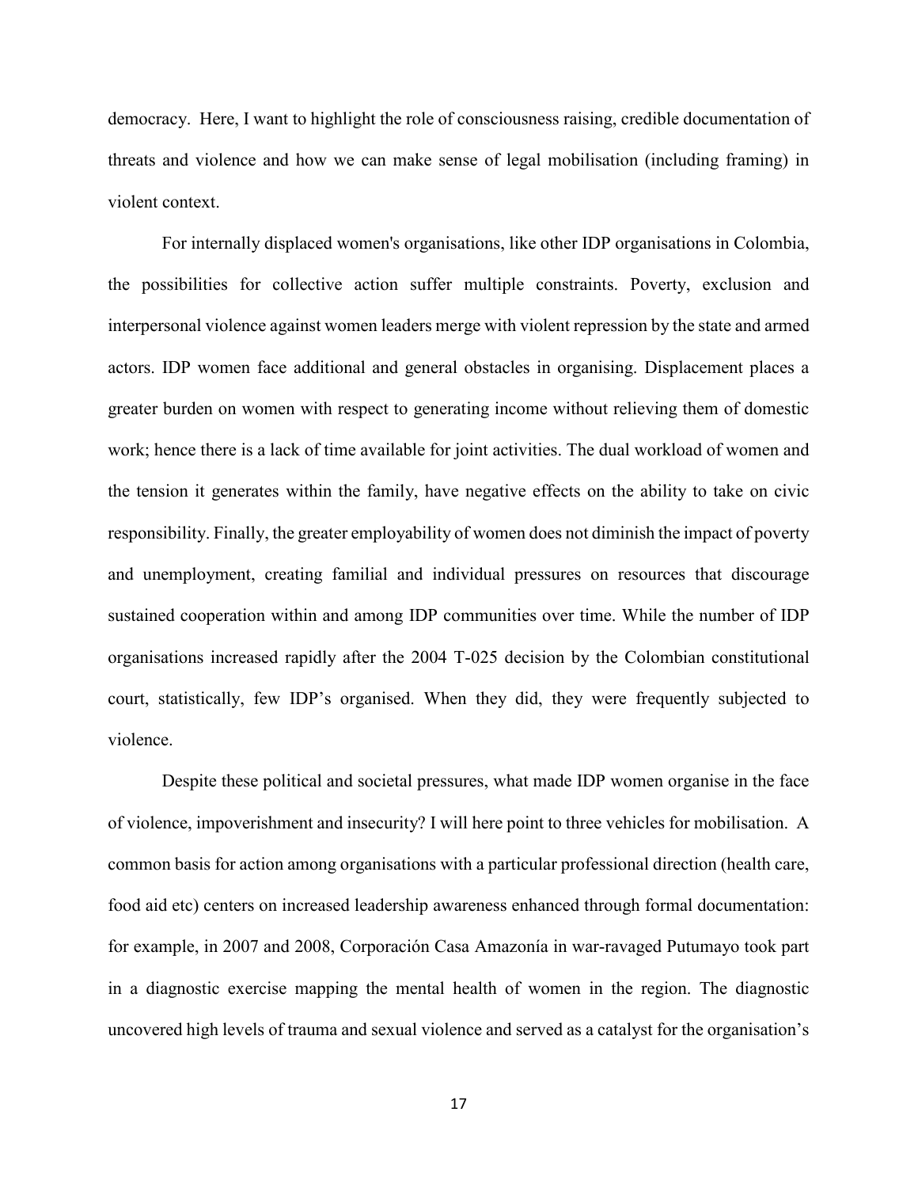democracy. Here, I want to highlight the role of consciousness raising, credible documentation of threats and violence and how we can make sense of legal mobilisation (including framing) in violent context.

For internally displaced women's organisations, like other IDP organisations in Colombia, the possibilities for collective action suffer multiple constraints. Poverty, exclusion and interpersonal violence against women leaders merge with violent repression by the state and armed actors. IDP women face additional and general obstacles in organising. Displacement places a greater burden on women with respect to generating income without relieving them of domestic work; hence there is a lack of time available for joint activities. The dual workload of women and the tension it generates within the family, have negative effects on the ability to take on civic responsibility. Finally, the greater employability of women does not diminish the impact of poverty and unemployment, creating familial and individual pressures on resources that discourage sustained cooperation within and among IDP communities over time. While the number of IDP organisations increased rapidly after the 2004 T-025 decision by the Colombian constitutional court, statistically, few IDP's organised. When they did, they were frequently subjected to violence.

Despite these political and societal pressures, what made IDP women organise in the face of violence, impoverishment and insecurity? I will here point to three vehicles for mobilisation. A common basis for action among organisations with a particular professional direction (health care, food aid etc) centers on increased leadership awareness enhanced through formal documentation: for example, in 2007 and 2008, Corporación Casa Amazonía in war-ravaged Putumayo took part in a diagnostic exercise mapping the mental health of women in the region. The diagnostic uncovered high levels of trauma and sexual violence and served as a catalyst for the organisation's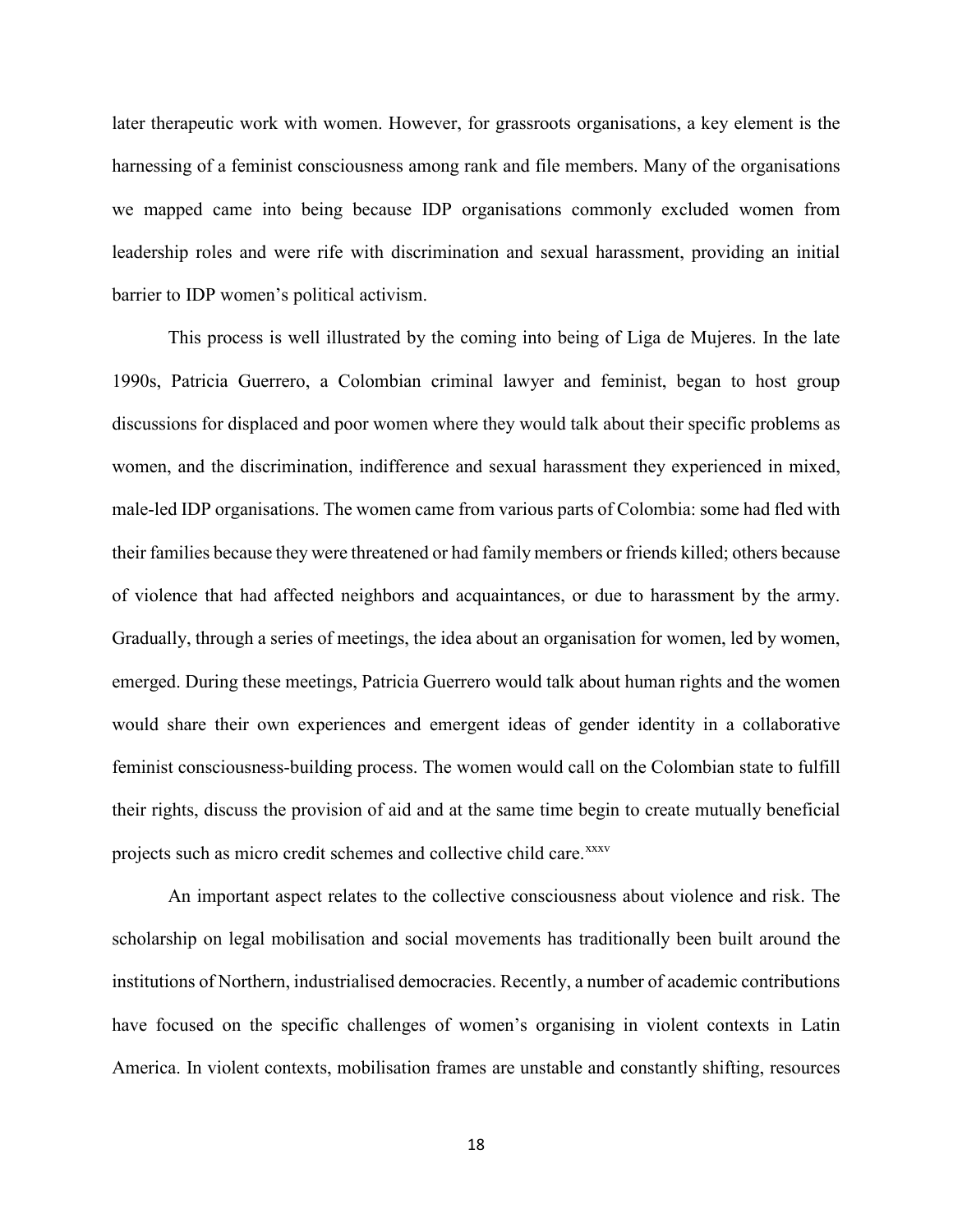later therapeutic work with women. However, for grassroots organisations, a key element is the harnessing of a feminist consciousness among rank and file members. Many of the organisations we mapped came into being because IDP organisations commonly excluded women from leadership roles and were rife with discrimination and sexual harassment, providing an initial barrier to IDP women's political activism.

This process is well illustrated by the coming into being of Liga de Mujeres. In the late 1990s, Patricia Guerrero, a Colombian criminal lawyer and feminist, began to host group discussions for displaced and poor women where they would talk about their specific problems as women, and the discrimination, indifference and sexual harassment they experienced in mixed, male-led IDP organisations. The women came from various parts of Colombia: some had fled with their families because they were threatened or had family members or friends killed; others because of violence that had affected neighbors and acquaintances, or due to harassment by the army. Gradually, through a series of meetings, the idea about an organisation for women, led by women, emerged. During these meetings, Patricia Guerrero would talk about human rights and the women would share their own experiences and emergent ideas of gender identity in a collaborative feminist consciousness-building process. The women would call on the Colombian state to fulfill their rights, discuss the provision of aid and at the same time begin to create mutually beneficial projects such as micro credit schemes and collective child care.[xxxv]

An important aspect relates to the collective consciousness about violence and risk. The scholarship on legal mobilisation and social movements has traditionally been built around the institutions of Northern, industrialised democracies. Recently, a number of academic contributions have focused on the specific challenges of women's organising in violent contexts in Latin America. In violent contexts, mobilisation frames are unstable and constantly shifting, resources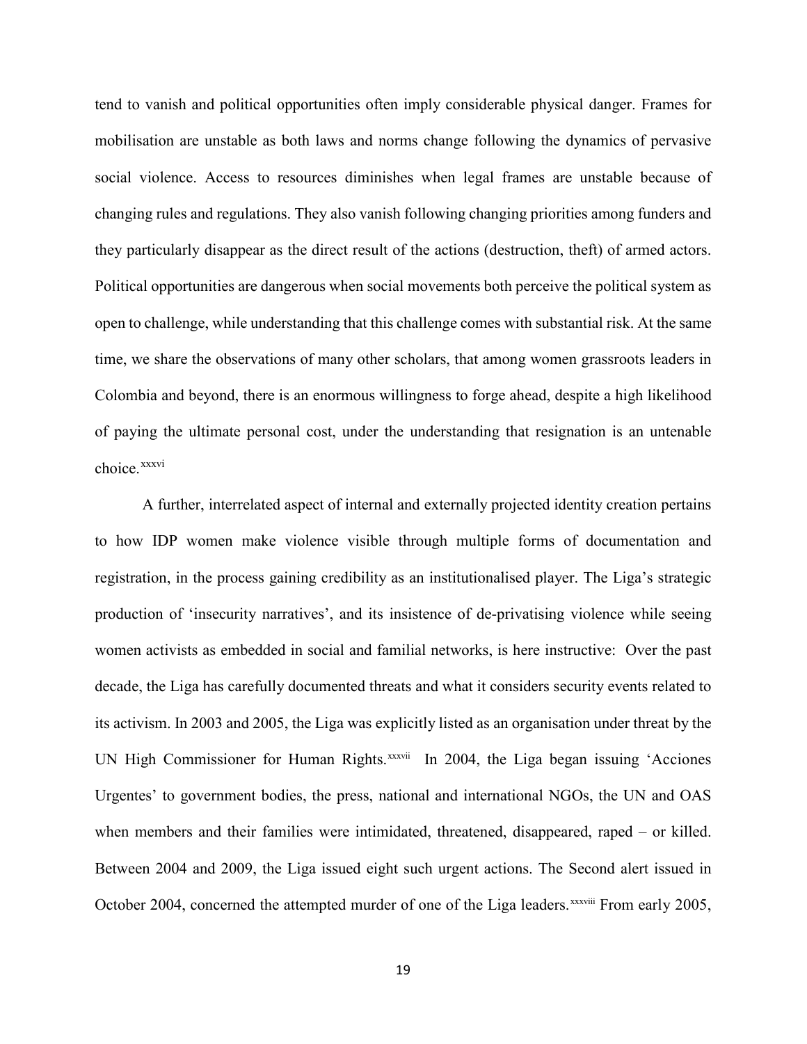tend to vanish and political opportunities often imply considerable physical danger. Frames for mobilisation are unstable as both laws and norms change following the dynamics of pervasive social violence. Access to resources diminishes when legal frames are unstable because of changing rules and regulations. They also vanish following changing priorities among funders and they particularly disappear as the direct result of the actions (destruction, theft) of armed actors. Political opportunities are dangerous when social movements both perceive the political system as open to challenge, while understanding that this challenge comes with substantial risk. At the same time, we share the observations of many other scholars, that among women grassroots leaders in Colombia and beyond, there is an enormous willingness to forge ahead, despite a high likelihood of paying the ultimate personal cost, under the understanding that resignation is an untenable choice.[xxxvi]

A further, interrelated aspect of internal and externally projected identity creation pertains to how IDP women make violence visible through multiple forms of documentation and registration, in the process gaining credibility as an institutionalised player. The Liga's strategic production of 'insecurity narratives', and its insistence of de-privatising violence while seeing women activists as embedded in social and familial networks, is here instructive: Over the past decade, the Liga has carefully documented threats and what it considers security events related to its activism. In 2003 and 2005, the Liga was explicitly listed as an organisation under threat by the UN High Commissioner for Human Rights.[xxxvii] In 2004, the Liga began issuing 'Acciones Urgentes' to government bodies, the press, national and international NGOs, the UN and OAS when members and their families were intimidated, threatened, disappeared, raped – or killed. Between 2004 and 2009, the Liga issued eight such urgent actions. The Second alert issued in October 2004, concerned the attempted murder of one of the Liga leaders.[xxxviii] From early 2005,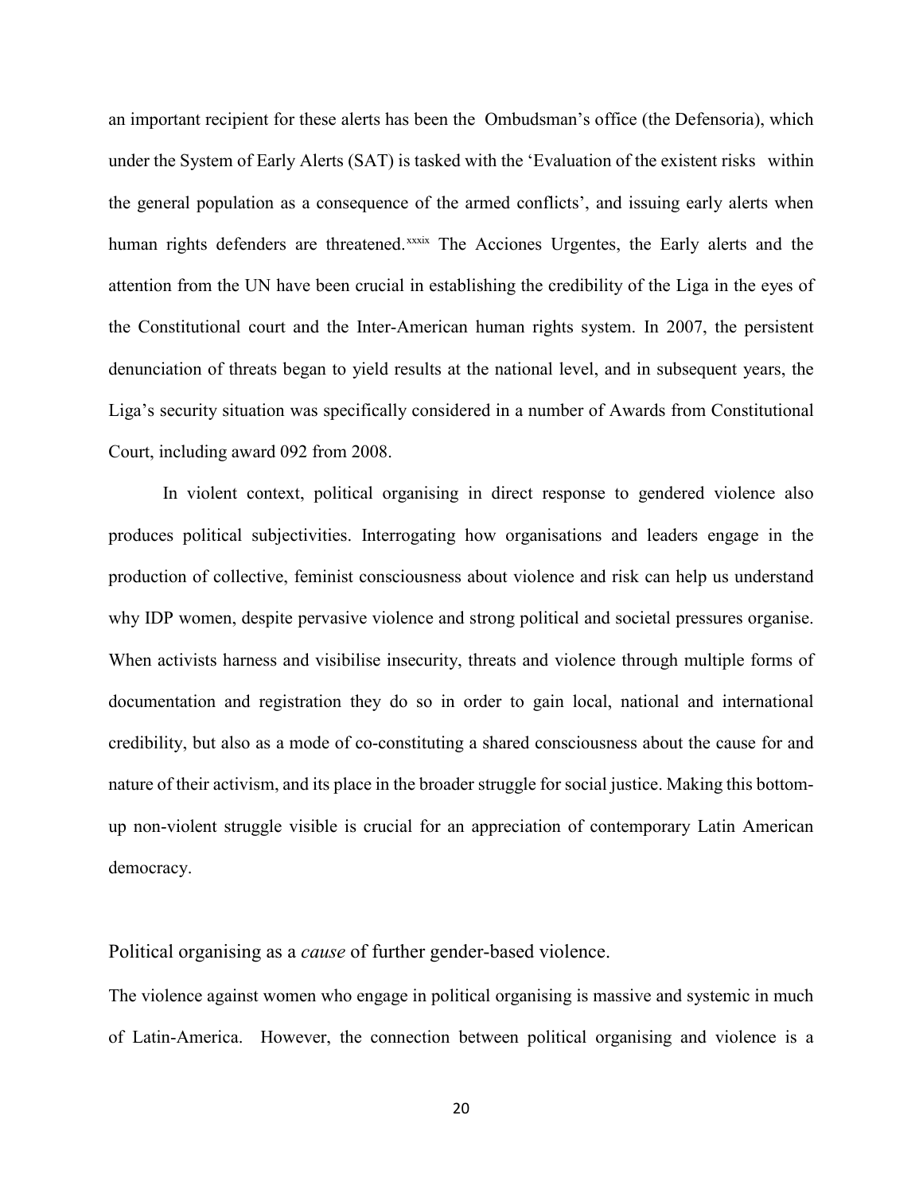an important recipient for these alerts has been the Ombudsman's office (the Defensoria), which under the System of Early Alerts (SAT) is tasked with the 'Evaluation of the existent risks within the general population as a consequence of the armed conflicts', and issuing early alerts when human rights defenders are threatened.[xxxix] The Acciones Urgentes, the Early alerts and the attention from the UN have been crucial in establishing the credibility of the Liga in the eyes of the Constitutional court and the Inter-American human rights system. In 2007, the persistent denunciation of threats began to yield results at the national level, and in subsequent years, the Liga's security situation was specifically considered in a number of Awards from Constitutional Court, including award 092 from 2008.

In violent context, political organising in direct response to gendered violence also produces political subjectivities. Interrogating how organisations and leaders engage in the production of collective, feminist consciousness about violence and risk can help us understand why IDP women, despite pervasive violence and strong political and societal pressures organise. When activists harness and visibilise insecurity, threats and violence through multiple forms of documentation and registration they do so in order to gain local, national and international credibility, but also as a mode of co-constituting a shared consciousness about the cause for and nature of their activism, and its place in the broader struggle for social justice. Making this bottom-up non-violent struggle visible is crucial for an appreciation of contemporary Latin American democracy.

## Political organising as a *cause* of further gender-based violence.

The violence against women who engage in political organising is massive and systemic in much of Latin-America. However, the connection between political organising and violence is a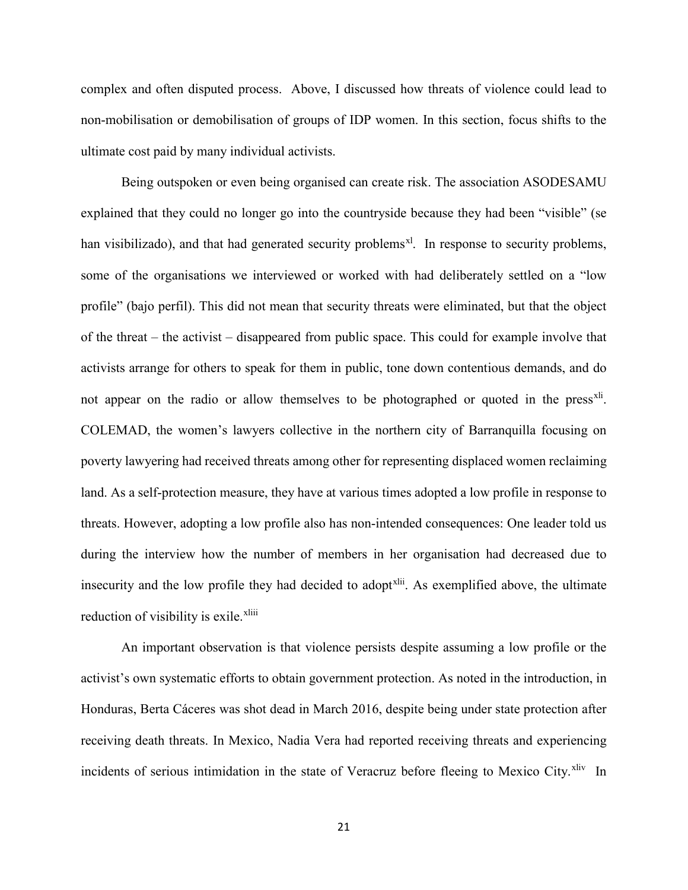complex and often disputed process. Above, I discussed how threats of violence could lead to non-mobilisation or demobilisation of groups of IDP women. In this section, focus shifts to the ultimate cost paid by many individual activists.

Being outspoken or even being organised can create risk. The association ASODESAMU explained that they could no longer go into the countryside because they had been "visible" (se han visibilizado), and that had generated security problems[xl]. In response to security problems, some of the organisations we interviewed or worked with had deliberately settled on a "low profile" (bajo perfil). This did not mean that security threats were eliminated, but that the object of the threat – the activist – disappeared from public space. This could for example involve that activists arrange for others to speak for them in public, tone down contentious demands, and do not appear on the radio or allow themselves to be photographed or quoted in the press[xli]. COLEMAD, the women's lawyers collective in the northern city of Barranquilla focusing on poverty lawyering had received threats among other for representing displaced women reclaiming land. As a self-protection measure, they have at various times adopted a low profile in response to threats. However, adopting a low profile also has non-intended consequences: One leader told us during the interview how the number of members in her organisation had decreased due to insecurity and the low profile they had decided to adopt[xlii]. As exemplified above, the ultimate reduction of visibility is exile.[xliii]

An important observation is that violence persists despite assuming a low profile or the activist's own systematic efforts to obtain government protection. As noted in the introduction, in Honduras, Berta Cáceres was shot dead in March 2016, despite being under state protection after receiving death threats. In Mexico, Nadia Vera had reported receiving threats and experiencing incidents of serious intimidation in the state of Veracruz before fleeing to Mexico City.[xliv] In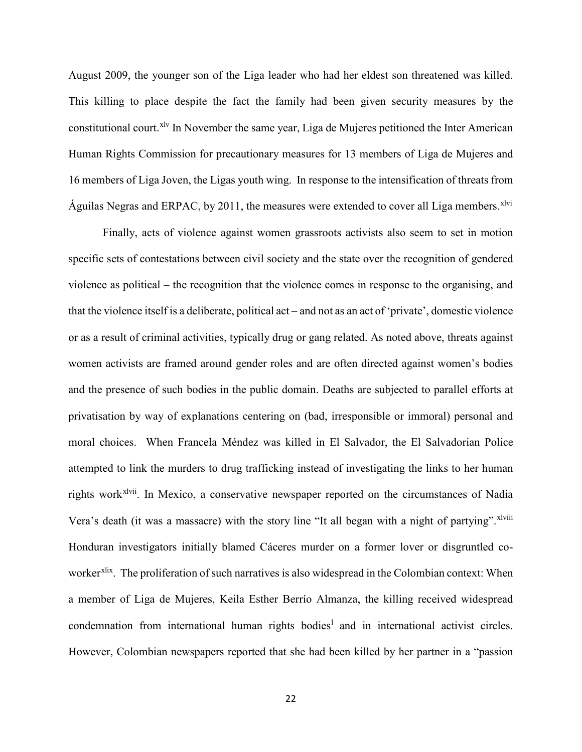August 2009, the younger son of the Liga leader who had her eldest son threatened was killed. This killing to place despite the fact the family had been given security measures by the constitutional court.[xlv] In November the same year, Liga de Mujeres petitioned the Inter American Human Rights Commission for precautionary measures for 13 members of Liga de Mujeres and 16 members of Liga Joven, the Ligas youth wing. In response to the intensification of threats from Águilas Negras and ERPAC, by 2011, the measures were extended to cover all Liga members.[xlvi]

Finally, acts of violence against women grassroots activists also seem to set in motion specific sets of contestations between civil society and the state over the recognition of gendered violence as political – the recognition that the violence comes in response to the organising, and that the violence itself is a deliberate, political act – and not as an act of 'private', domestic violence or as a result of criminal activities, typically drug or gang related. As noted above, threats against women activists are framed around gender roles and are often directed against women's bodies and the presence of such bodies in the public domain. Deaths are subjected to parallel efforts at privatisation by way of explanations centering on (bad, irresponsible or immoral) personal and moral choices. When Francela Méndez was killed in El Salvador, the El Salvadorian Police attempted to link the murders to drug trafficking instead of investigating the links to her human rights work[xlvii]. In Mexico, a conservative newspaper reported on the circumstances of Nadia Vera's death (it was a massacre) with the story line "It all began with a night of partying".[xlviii] Honduran investigators initially blamed Cáceres murder on a former lover or disgruntled co-worker[xlix]. The proliferation of such narratives is also widespread in the Colombian context: When a member of Liga de Mujeres, Keila Esther Berrío Almanza, the killing received widespread condemnation from international human rights bodies[l] and in international activist circles. However, Colombian newspapers reported that she had been killed by her partner in a "passion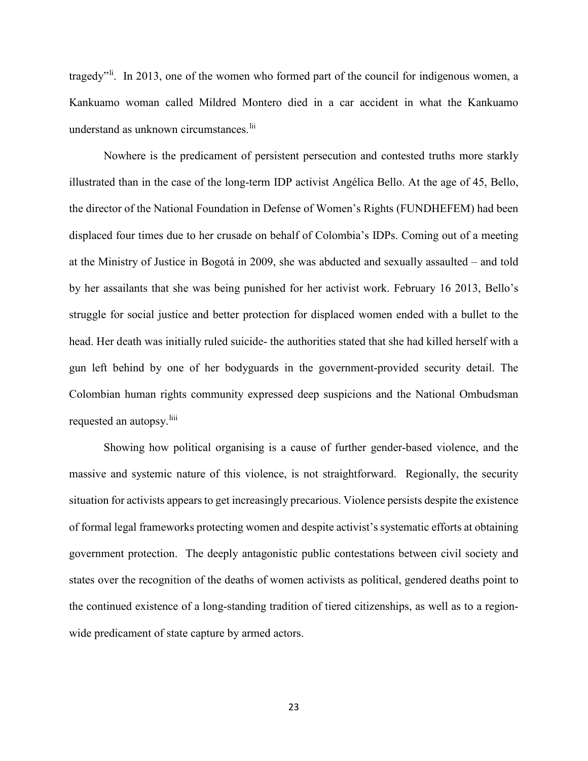tragedy"[li]. In 2013, one of the women who formed part of the council for indigenous women, a Kankuamo woman called Mildred Montero died in a car accident in what the Kankuamo understand as unknown circumstances.[lii]

Nowhere is the predicament of persistent persecution and contested truths more starkly illustrated than in the case of the long-term IDP activist Angélica Bello. At the age of 45, Bello, the director of the National Foundation in Defense of Women's Rights (FUNDHEFEM) had been displaced four times due to her crusade on behalf of Colombia's IDPs. Coming out of a meeting at the Ministry of Justice in Bogotá in 2009, she was abducted and sexually assaulted – and told by her assailants that she was being punished for her activist work. February 16 2013, Bello's struggle for social justice and better protection for displaced women ended with a bullet to the head. Her death was initially ruled suicide- the authorities stated that she had killed herself with a gun left behind by one of her bodyguards in the government-provided security detail. The Colombian human rights community expressed deep suspicions and the National Ombudsman requested an autopsy.[liii]

Showing how political organising is a cause of further gender-based violence, and the massive and systemic nature of this violence, is not straightforward. Regionally, the security situation for activists appears to get increasingly precarious. Violence persists despite the existence of formal legal frameworks protecting women and despite activist's systematic efforts at obtaining government protection. The deeply antagonistic public contestations between civil society and states over the recognition of the deaths of women activists as political, gendered deaths point to the continued existence of a long-standing tradition of tiered citizenships, as well as to a region-wide predicament of state capture by armed actors.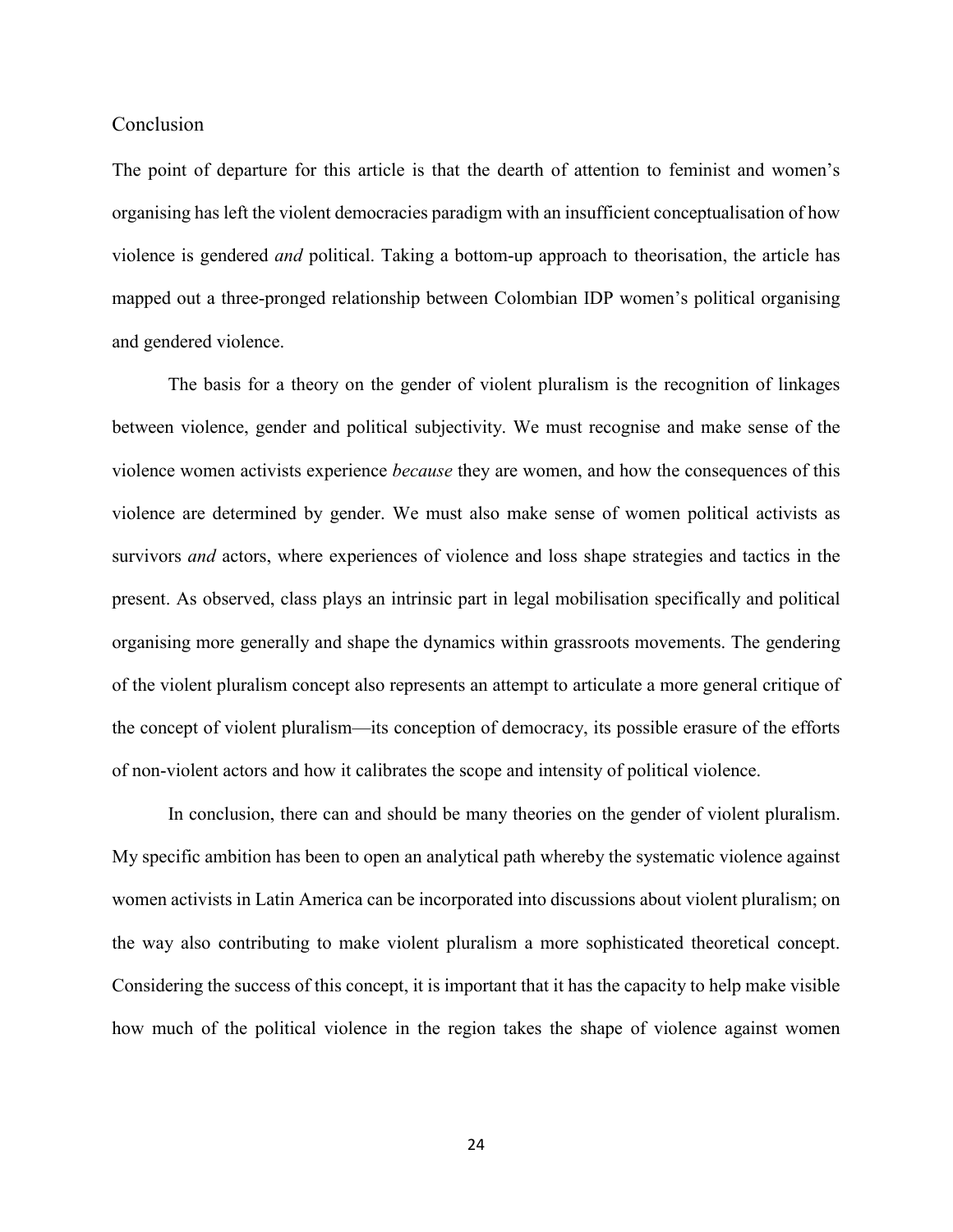## Conclusion

The point of departure for this article is that the dearth of attention to feminist and women's organising has left the violent democracies paradigm with an insufficient conceptualisation of how violence is gendered *and* political. Taking a bottom-up approach to theorisation, the article has mapped out a three-pronged relationship between Colombian IDP women's political organising and gendered violence.

The basis for a theory on the gender of violent pluralism is the recognition of linkages between violence, gender and political subjectivity. We must recognise and make sense of the violence women activists experience *because* they are women, and how the consequences of this violence are determined by gender. We must also make sense of women political activists as survivors *and* actors, where experiences of violence and loss shape strategies and tactics in the present. As observed, class plays an intrinsic part in legal mobilisation specifically and political organising more generally and shape the dynamics within grassroots movements. The gendering of the violent pluralism concept also represents an attempt to articulate a more general critique of the concept of violent pluralism—its conception of democracy, its possible erasure of the efforts of non-violent actors and how it calibrates the scope and intensity of political violence.

In conclusion, there can and should be many theories on the gender of violent pluralism. My specific ambition has been to open an analytical path whereby the systematic violence against women activists in Latin America can be incorporated into discussions about violent pluralism; on the way also contributing to make violent pluralism a more sophisticated theoretical concept. Considering the success of this concept, it is important that it has the capacity to help make visible how much of the political violence in the region takes the shape of violence against women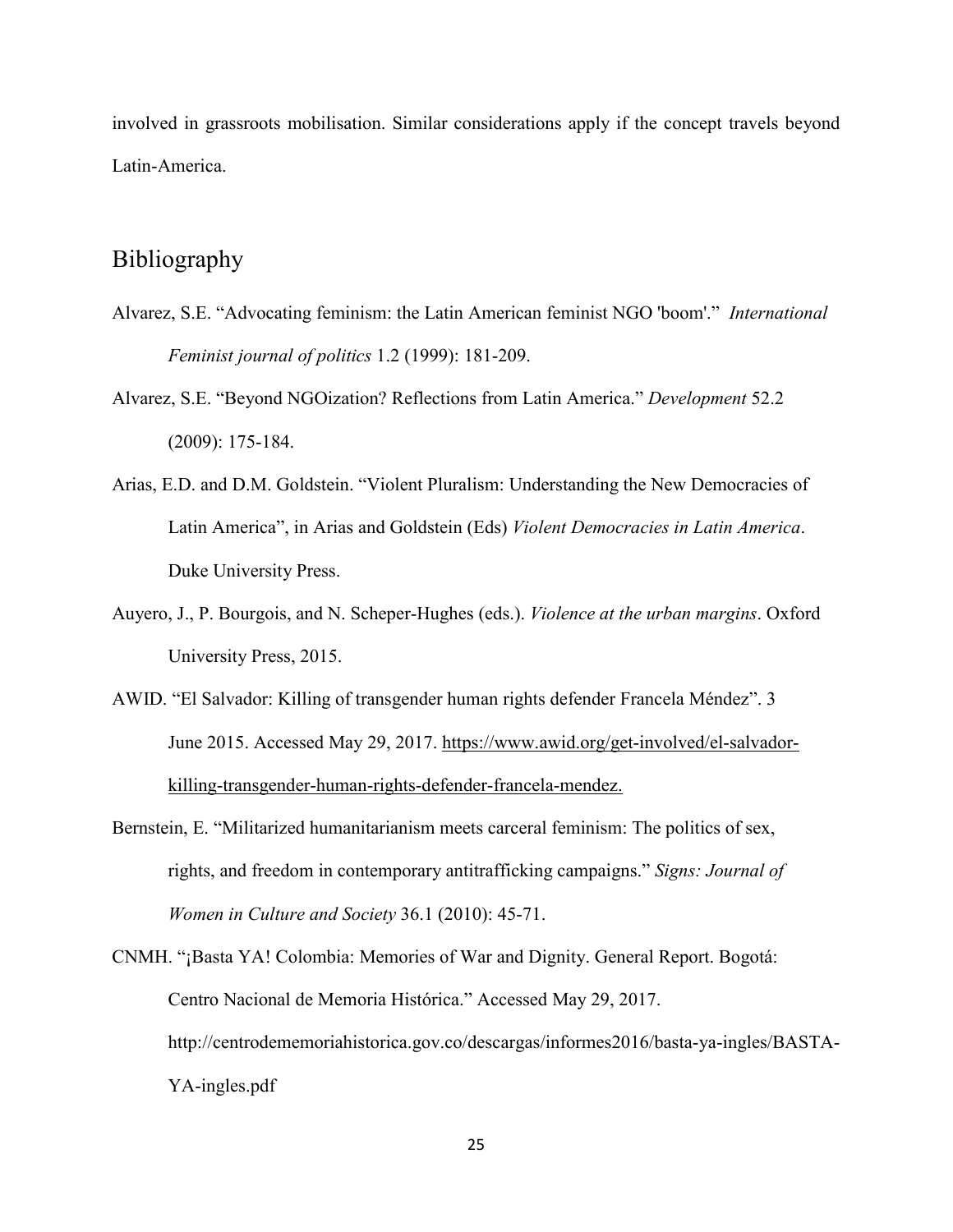involved in grassroots mobilisation. Similar considerations apply if the concept travels beyond Latin-America.

## Bibliography

Alvarez, S.E. "Advocating feminism: the Latin American feminist NGO 'boom'." *International Feminist journal of politics* 1.2 (1999): 181-209.

Alvarez, S.E. "Beyond NGOization? Reflections from Latin America." *Development* 52.2 (2009): 175-184.

Arias, E.D. and D.M. Goldstein. "Violent Pluralism: Understanding the New Democracies of Latin America", in Arias and Goldstein (Eds) *Violent Democracies in Latin America*. Duke University Press.

Auyero, J., P. Bourgois, and N. Scheper-Hughes (eds.). *Violence at the urban margins*. Oxford University Press, 2015.

AWID. "El Salvador: Killing of transgender human rights defender Francela Méndez". 3 June 2015. Accessed May 29, 2017. https://www.awid.org/get-involved/el-salvador-killing-transgender-human-rights-defender-francela-mendez.

Bernstein, E. "Militarized humanitarianism meets carceral feminism: The politics of sex, rights, and freedom in contemporary antitrafficking campaigns." *Signs: Journal of Women in Culture and Society* 36.1 (2010): 45-71.

CNMH. "¡Basta YA! Colombia: Memories of War and Dignity. General Report. Bogotá: Centro Nacional de Memoria Histórica." Accessed May 29, 2017. http://centrodememoriahistorica.gov.co/descargas/informes2016/basta-ya-ingles/BASTA-YA-ingles.pdf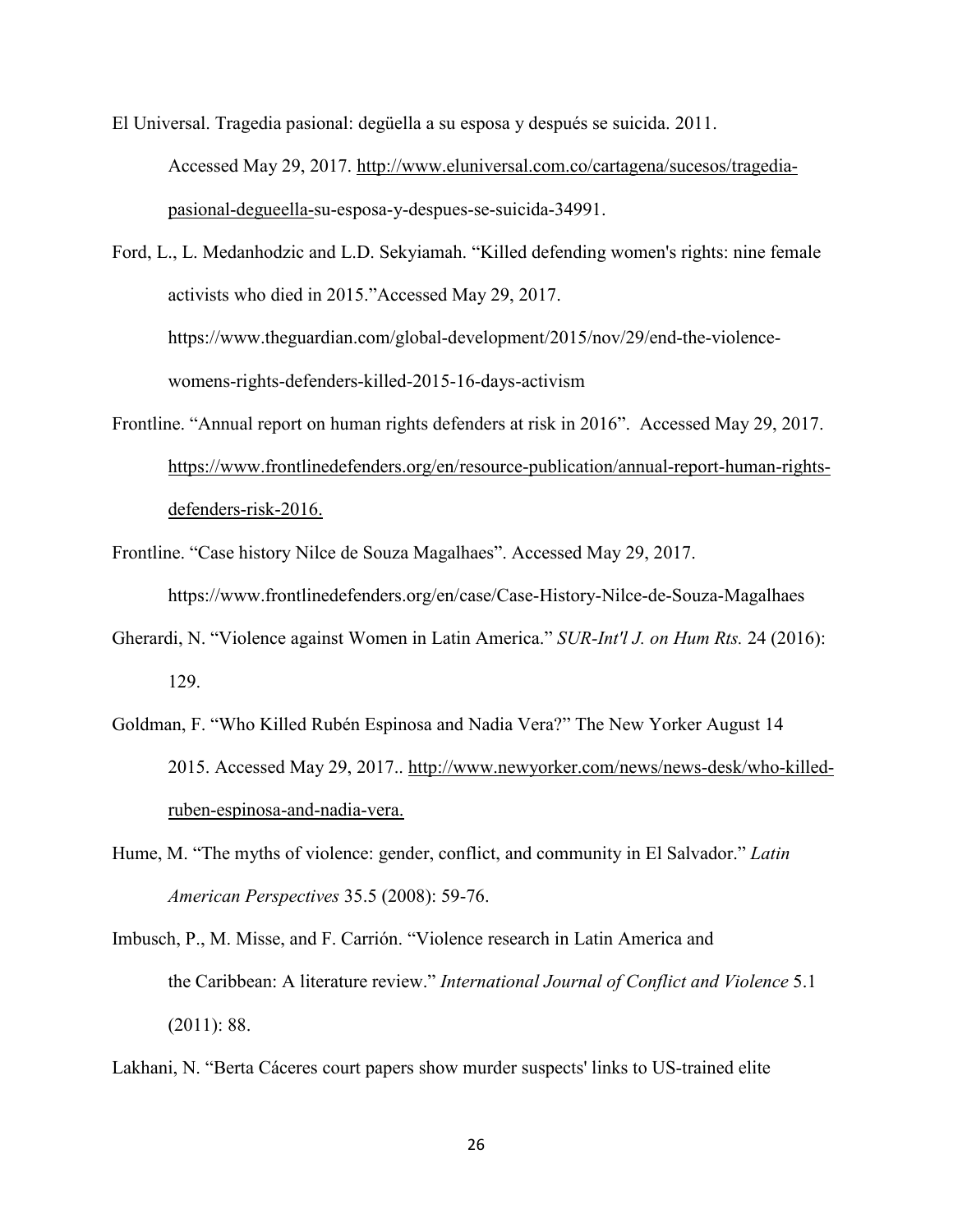El Universal. Tragedia pasional: degüella a su esposa y después se suicida. 2011. Accessed May 29, 2017. http://www.eluniversal.com.co/cartagena/sucesos/tragedia-pasional-degueella-su-esposa-y-despues-se-suicida-34991.

Ford, L., L. Medanhodzic and L.D. Sekyiamah. "Killed defending women's rights: nine female activists who died in 2015."Accessed May 29, 2017. https://www.theguardian.com/global-development/2015/nov/29/end-the-violence-womens-rights-defenders-killed-2015-16-days-activism

Frontline. "Annual report on human rights defenders at risk in 2016". Accessed May 29, 2017. https://www.frontlinedefenders.org/en/resource-publication/annual-report-human-rights-defenders-risk-2016.

Frontline. "Case history Nilce de Souza Magalhaes". Accessed May 29, 2017. https://www.frontlinedefenders.org/en/case/Case-History-Nilce-de-Souza-Magalhaes

Gherardi, N. "Violence against Women in Latin America." *SUR-Int'l J. on Hum Rts.* 24 (2016): 129.

Goldman, F. "Who Killed Rubén Espinosa and Nadia Vera?" The New Yorker August 14 2015. Accessed May 29, 2017.. http://www.newyorker.com/news/news-desk/who-killed-ruben-espinosa-and-nadia-vera.

Hume, M. "The myths of violence: gender, conflict, and community in El Salvador." *Latin American Perspectives* 35.5 (2008): 59-76.

Imbusch, P., M. Misse, and F. Carrión. "Violence research in Latin America and the Caribbean: A literature review." *International Journal of Conflict and Violence* 5.1 (2011): 88.

Lakhani, N. "Berta Cáceres court papers show murder suspects' links to US-trained elite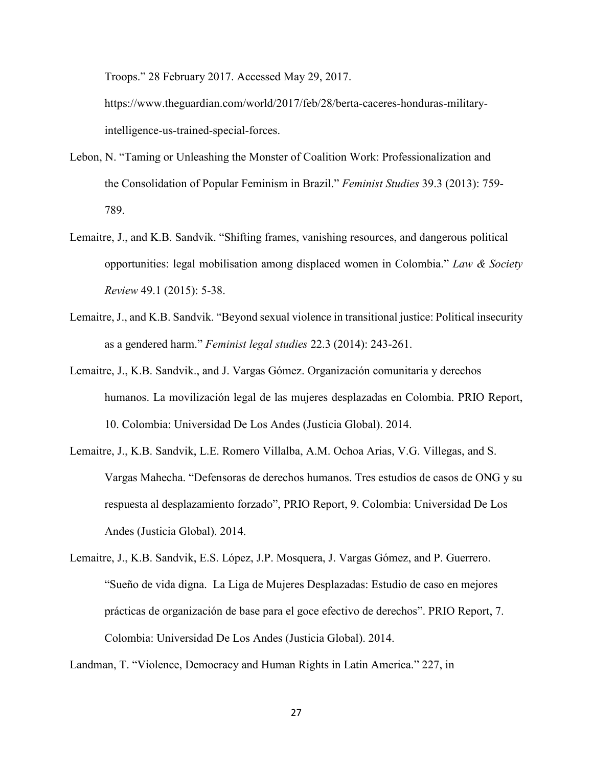Troops." 28 February 2017. Accessed May 29, 2017. https://www.theguardian.com/world/2017/feb/28/berta-caceres-honduras-military-intelligence-us-trained-special-forces.

Lebon, N. "Taming or Unleashing the Monster of Coalition Work: Professionalization and the Consolidation of Popular Feminism in Brazil." *Feminist Studies* 39.3 (2013): 759-789.

Lemaitre, J., and K.B. Sandvik. "Shifting frames, vanishing resources, and dangerous political opportunities: legal mobilisation among displaced women in Colombia." *Law & Society Review* 49.1 (2015): 5-38.

Lemaitre, J., and K.B. Sandvik. "Beyond sexual violence in transitional justice: Political insecurity as a gendered harm." *Feminist legal studies* 22.3 (2014): 243-261.

Lemaitre, J., K.B. Sandvik., and J. Vargas Gómez. Organización comunitaria y derechos humanos. La movilización legal de las mujeres desplazadas en Colombia. PRIO Report, 10. Colombia: Universidad De Los Andes (Justicia Global). 2014.

Lemaitre, J., K.B. Sandvik, L.E. Romero Villalba, A.M. Ochoa Arias, V.G. Villegas, and S. Vargas Mahecha. "Defensoras de derechos humanos. Tres estudios de casos de ONG y su respuesta al desplazamiento forzado", PRIO Report, 9. Colombia: Universidad De Los Andes (Justicia Global). 2014.

Lemaitre, J., K.B. Sandvik, E.S. López, J.P. Mosquera, J. Vargas Gómez, and P. Guerrero. "Sueño de vida digna. La Liga de Mujeres Desplazadas: Estudio de caso en mejores prácticas de organización de base para el goce efectivo de derechos". PRIO Report, 7. Colombia: Universidad De Los Andes (Justicia Global). 2014.

Landman, T. "Violence, Democracy and Human Rights in Latin America." 227, in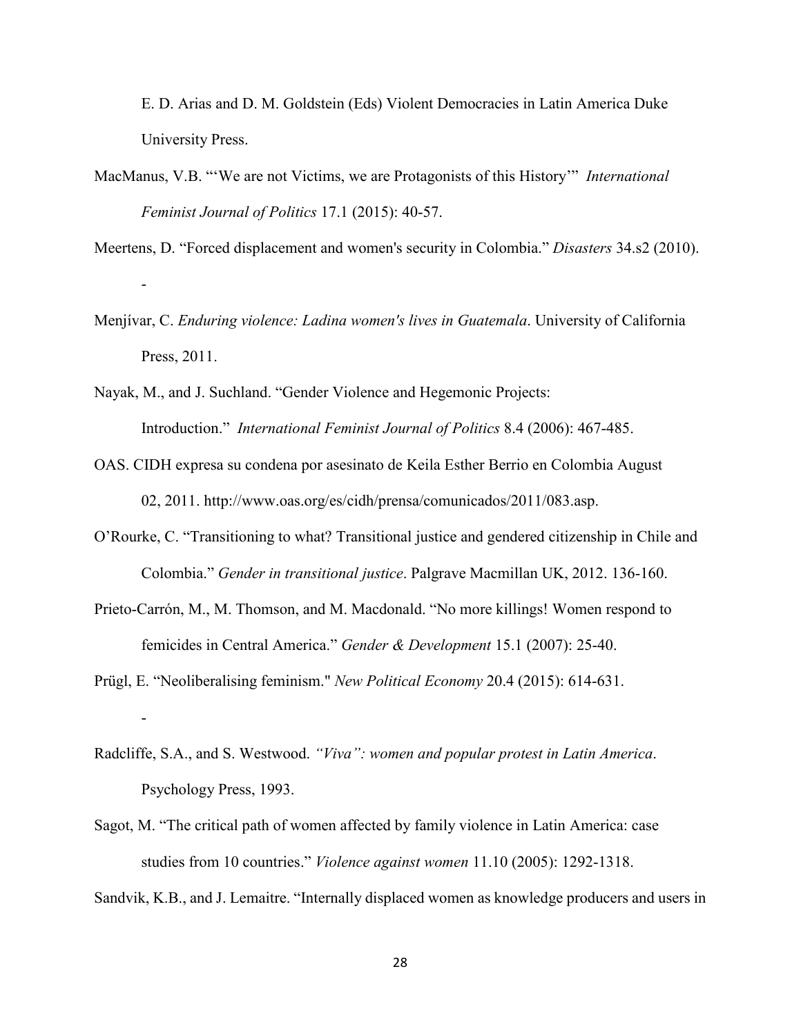E. D. Arias and D. M. Goldstein (Eds) Violent Democracies in Latin America Duke University Press.

MacManus, V.B. "'We are not Victims, we are Protagonists of this History'" *International Feminist Journal of Politics* 17.1 (2015): 40-57.

Meertens, D. "Forced displacement and women's security in Colombia." *Disasters* 34.s2 (2010).

-

Menjívar, C. *Enduring violence: Ladina women's lives in Guatemala*. University of California Press, 2011.

Nayak, M., and J. Suchland. "Gender Violence and Hegemonic Projects: Introduction." *International Feminist Journal of Politics* 8.4 (2006): 467-485.

OAS. CIDH expresa su condena por asesinato de Keila Esther Berrio en Colombia August 02, 2011. http://www.oas.org/es/cidh/prensa/comunicados/2011/083.asp.

O'Rourke, C. "Transitioning to what? Transitional justice and gendered citizenship in Chile and Colombia." *Gender in transitional justice*. Palgrave Macmillan UK, 2012. 136-160.

Prieto-Carrón, M., M. Thomson, and M. Macdonald. "No more killings! Women respond to femicides in Central America." *Gender & Development* 15.1 (2007): 25-40.

Prügl, E. "Neoliberalising feminism." *New Political Economy* 20.4 (2015): 614-631.

-

Radcliffe, S.A., and S. Westwood. *"Viva": women and popular protest in Latin America*. Psychology Press, 1993.

Sagot, M. "The critical path of women affected by family violence in Latin America: case studies from 10 countries." *Violence against women* 11.10 (2005): 1292-1318.

Sandvik, K.B., and J. Lemaitre. "Internally displaced women as knowledge producers and users in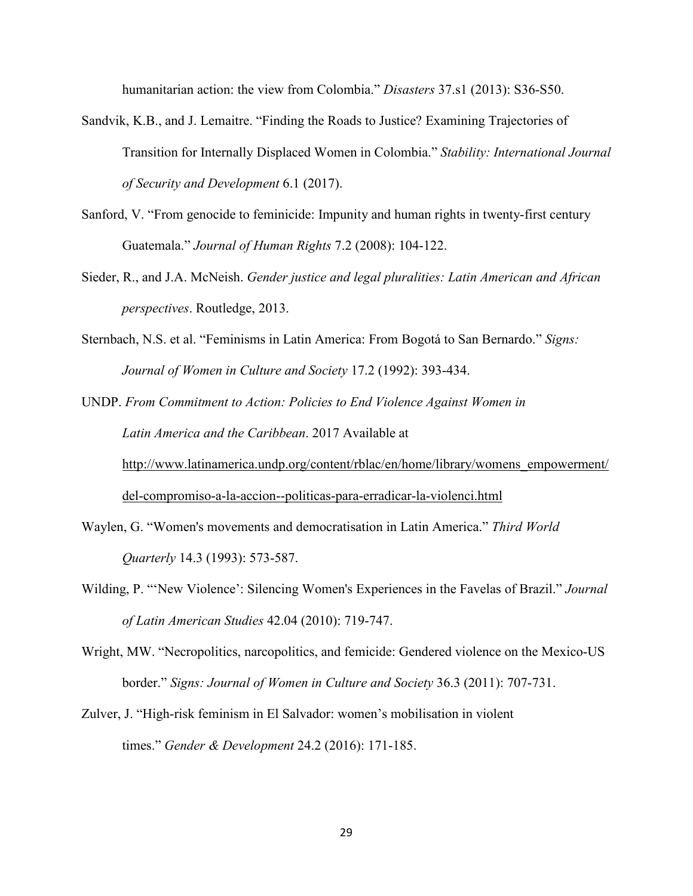humanitarian action: the view from Colombia." *Disasters* 37.s1 (2013): S36-S50.

Sandvik, K.B., and J. Lemaitre. "Finding the Roads to Justice? Examining Trajectories of Transition for Internally Displaced Women in Colombia." *Stability: International Journal of Security and Development* 6.1 (2017).

Sanford, V. "From genocide to feminicide: Impunity and human rights in twenty-first century Guatemala." *Journal of Human Rights* 7.2 (2008): 104-122.

Sieder, R., and J.A. McNeish. *Gender justice and legal pluralities: Latin American and African perspectives*. Routledge, 2013.

Sternbach, N.S. et al. "Feminisms in Latin America: From Bogotá to San Bernardo." *Signs: Journal of Women in Culture and Society* 17.2 (1992): 393-434.

UNDP. *From Commitment to Action: Policies to End Violence Against Women in Latin America and the Caribbean*. 2017 Available at http://www.latinamerica.undp.org/content/rblac/en/home/library/womens_empowerment/del-compromiso-a-la-accion--politicas-para-erradicar-la-violenci.html

Waylen, G. "Women's movements and democratisation in Latin America." *Third World Quarterly* 14.3 (1993): 573-587.

Wilding, P. "'New Violence': Silencing Women's Experiences in the Favelas of Brazil." *Journal of Latin American Studies* 42.04 (2010): 719-747.

Wright, MW. "Necropolitics, narcopolitics, and femicide: Gendered violence on the Mexico-US border." *Signs: Journal of Women in Culture and Society* 36.3 (2011): 707-731.

Zulver, J. "High-risk feminism in El Salvador: women's mobilisation in violent times." *Gender & Development* 24.2 (2016): 171-185.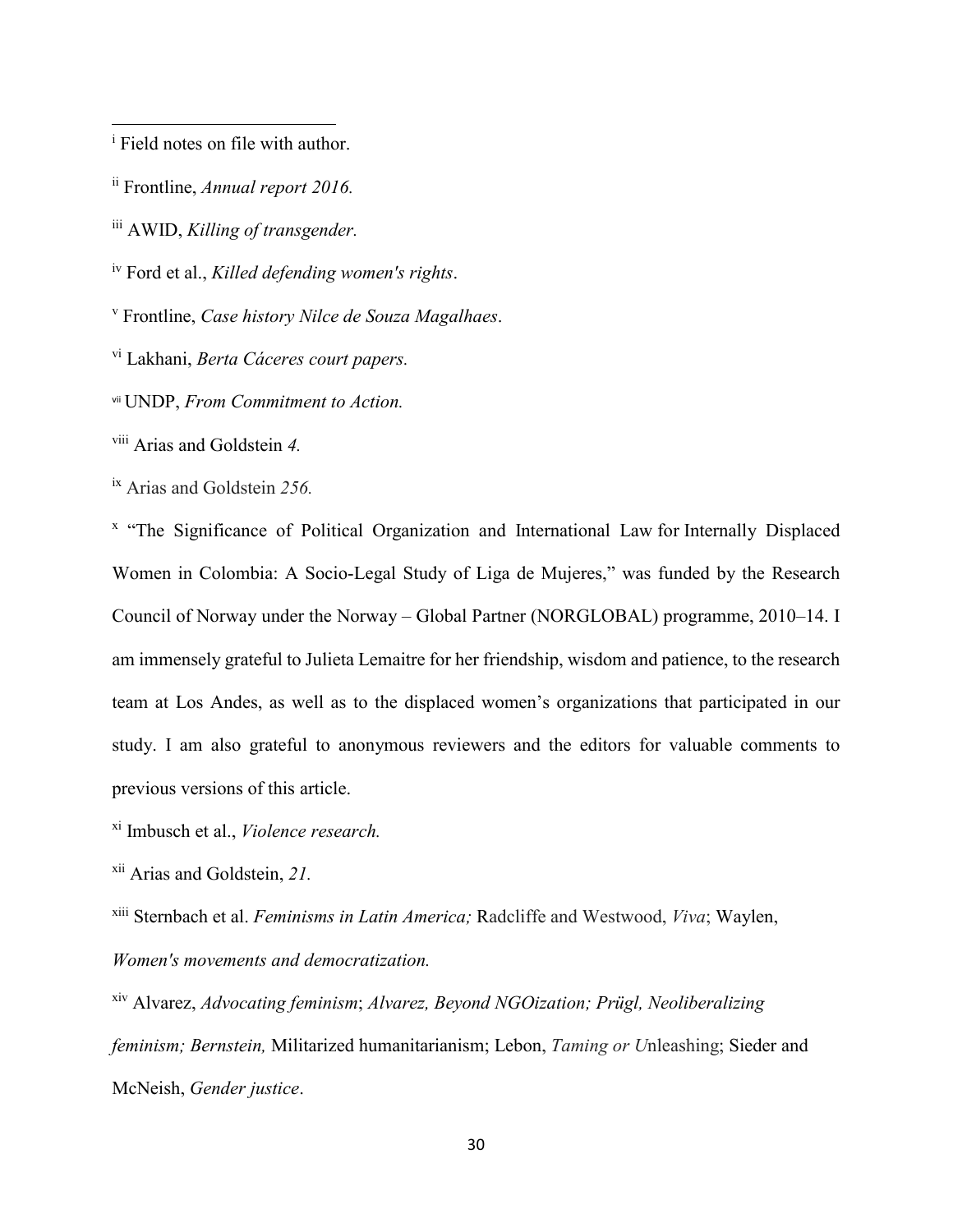[i] Field notes on file with author.

[ii] Frontline, *Annual report 2016.*

[iii] AWID, *Killing of transgender.*

[iv] Ford et al., *Killed defending women's rights*.

[v] Frontline, *Case history Nilce de Souza Magalhaes*.

[vi] Lakhani, *Berta Cáceres court papers.*

[vii] UNDP, *From Commitment to Action.*

[viii] Arias and Goldstein *4.*

[ix] Arias and Goldstein *256.*

[x] "The Significance of Political Organization and International Law for Internally Displaced Women in Colombia: A Socio-Legal Study of Liga de Mujeres," was funded by the Research Council of Norway under the Norway – Global Partner (NORGLOBAL) programme, 2010–14. I am immensely grateful to Julieta Lemaitre for her friendship, wisdom and patience, to the research team at Los Andes, as well as to the displaced women's organizations that participated in our study. I am also grateful to anonymous reviewers and the editors for valuable comments to previous versions of this article.

[xi] Imbusch et al., *Violence research.*

[xii] Arias and Goldstein, *21.*

[xiii] Sternbach et al. *Feminisms in Latin America;* Radcliffe and Westwood, *Viva*; Waylen, *Women's movements and democratization.*

[xiv] Alvarez, *Advocating feminism*; *Alvarez, Beyond NGOization; Prügl, Neoliberalizing feminism; Bernstein,* Militarized humanitarianism; Lebon, *Taming or U*nleashing; Sieder and McNeish, *Gender justice*.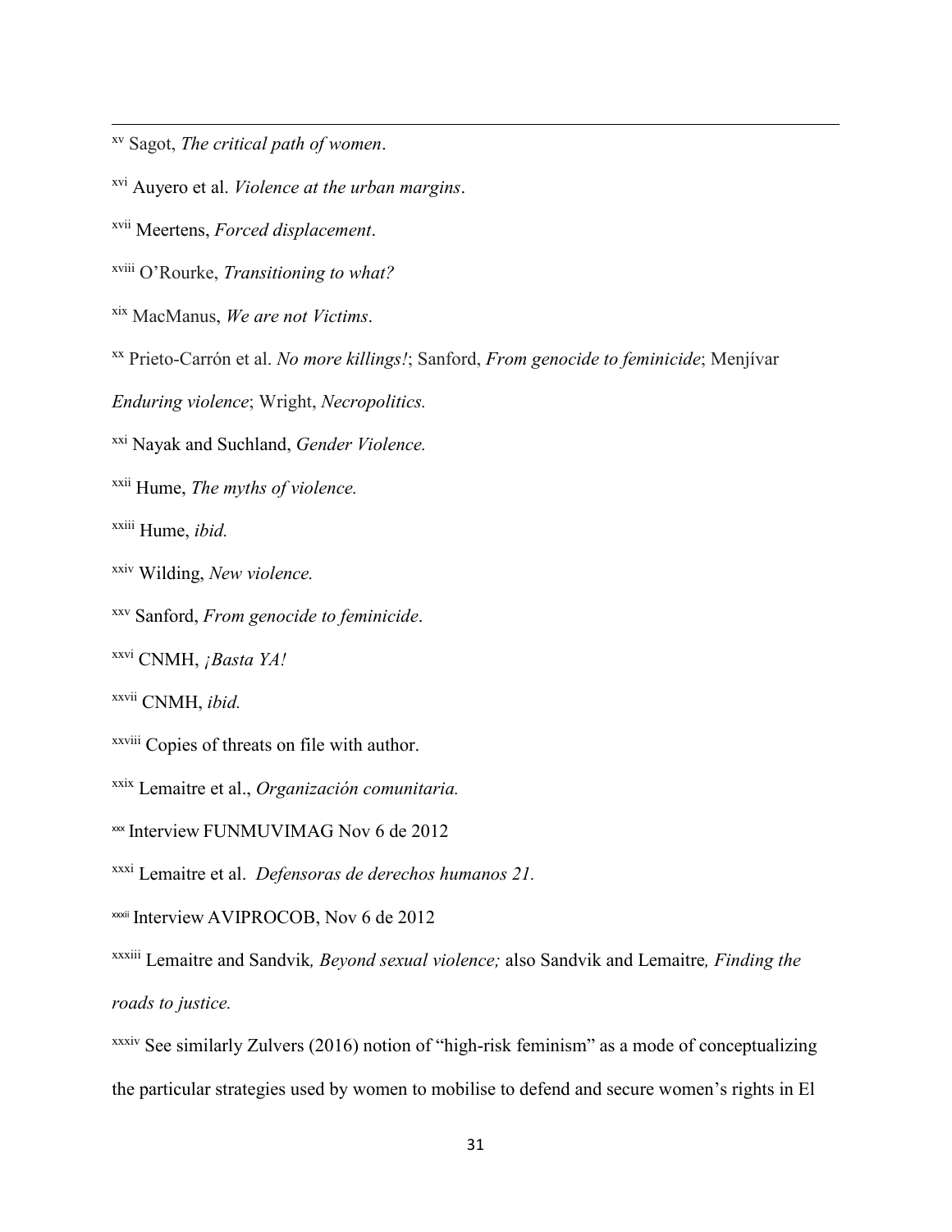[xv] Sagot, *The critical path of women*.

[xvi] Auyero et al. *Violence at the urban margins*.

[xvii] Meertens, *Forced displacement*.

[xviii] O'Rourke, *Transitioning to what?*

[xix] MacManus, *We are not Victims*.

[xx] Prieto-Carrón et al. *No more killings!*; Sanford, *From genocide to feminicide*; Menjívar *Enduring violence*; Wright, *Necropolitics.*

[xxi] Nayak and Suchland, *Gender Violence.*

[xxii] Hume, *The myths of violence.*

[xxiii] Hume, *ibid.*

[xxiv] Wilding, *New violence.*

[xxv] Sanford, *From genocide to feminicide*.

[xxvi] CNMH, *¡Basta YA!*

[xxvii] CNMH, *ibid.*

[xxviii] Copies of threats on file with author.

[xxix] Lemaitre et al., *Organización comunitaria.*

[xxx] Interview FUNMUVIMAG Nov 6 de 2012

[xxxi] Lemaitre et al. *Defensoras de derechos humanos 21.*

[xxxii] Interview AVIPROCOB, Nov 6 de 2012

[xxxiii] Lemaitre and Sandvik*, Beyond sexual violence;* also Sandvik and Lemaitre*, Finding the roads to justice.*

[xxxiv] See similarly Zulvers (2016) notion of "high-risk feminism" as a mode of conceptualizing the particular strategies used by women to mobilise to defend and secure women's rights in El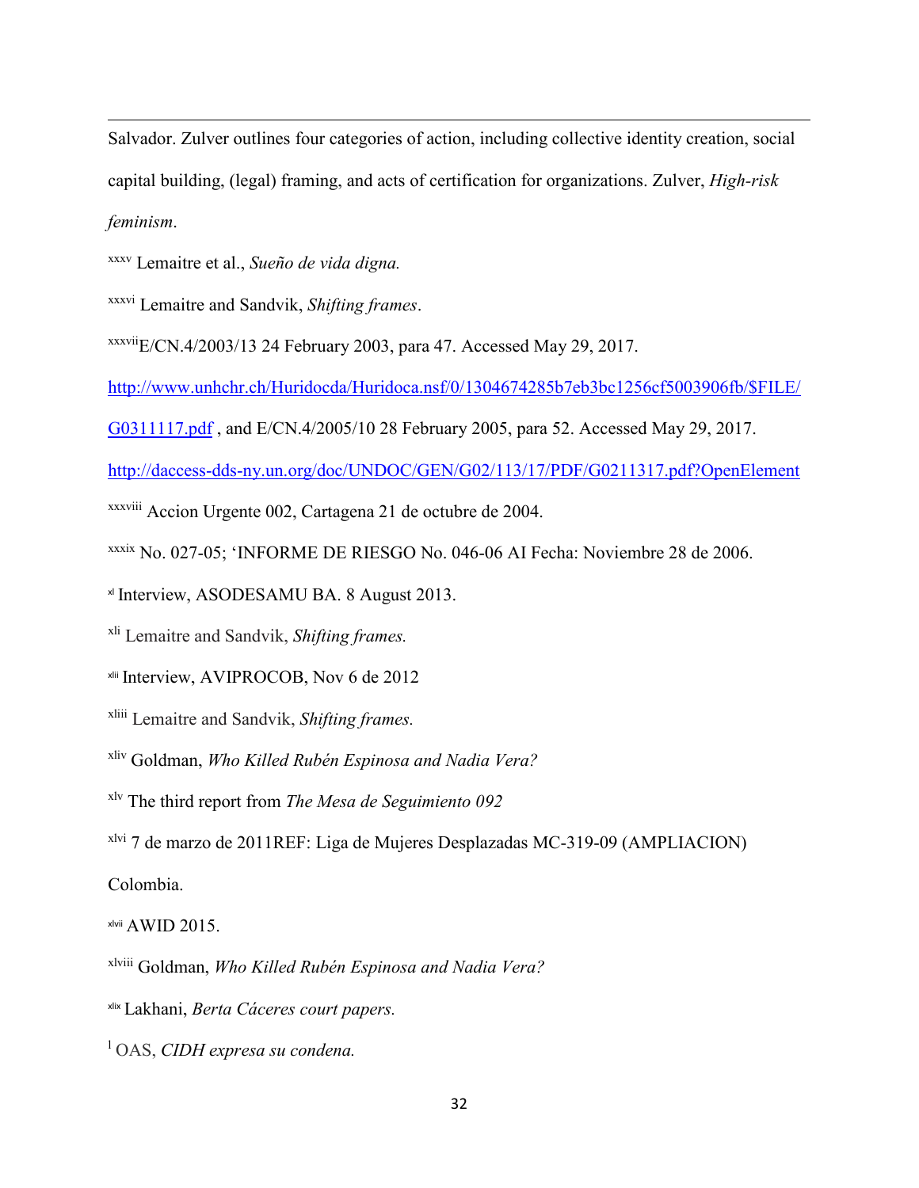Salvador. Zulver outlines four categories of action, including collective identity creation, social capital building, (legal) framing, and acts of certification for organizations. Zulver, *High-risk feminism*.

[xxxv] Lemaitre et al., *Sueño de vida digna.*

[xxxvi] Lemaitre and Sandvik, *Shifting frames*.

[xxxvii]E/CN.4/2003/13 24 February 2003, para 47. Accessed May 29, 2017. http://www.unhchr.ch/Huridocda/Huridoca.nsf/0/1304674285b7eb3bc1256cf5003906fb/$FILE/G0311117.pdf , and E/CN.4/2005/10 28 February 2005, para 52. Accessed May 29, 2017. http://daccess-dds-ny.un.org/doc/UNDOC/GEN/G02/113/17/PDF/G0211317.pdf?OpenElement

[xxxviii] Accion Urgente 002, Cartagena 21 de octubre de 2004.

[xxxix] No. 027-05; 'INFORME DE RIESGO No. 046-06 AI Fecha: Noviembre 28 de 2006.

[xl] Interview, ASODESAMU BA. 8 August 2013.

[xli] Lemaitre and Sandvik, *Shifting frames.*

[xlii] Interview, AVIPROCOB, Nov 6 de 2012

[xliii] Lemaitre and Sandvik, *Shifting frames.*

[xliv] Goldman, *Who Killed Rubén Espinosa and Nadia Vera?*

[xlv] The third report from *The Mesa de Seguimiento 092*

[xlvi] 7 de marzo de 2011REF: Liga de Mujeres Desplazadas MC-319-09 (AMPLIACION) Colombia.

[xlvii] AWID 2015.

[xlviii] Goldman, *Who Killed Rubén Espinosa and Nadia Vera?*

[xlix] Lakhani, *Berta Cáceres court papers.*

[l] OAS, *CIDH expresa su condena.*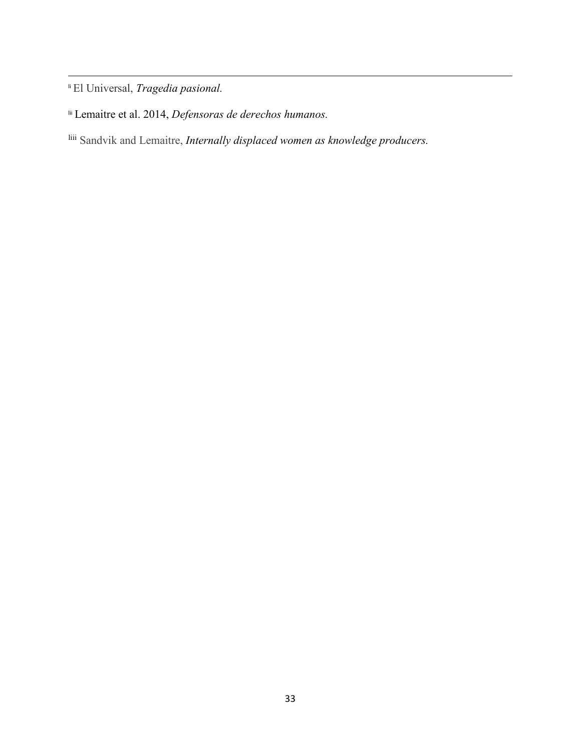[li] El Universal, *Tragedia pasional.*

[lii] Lemaitre et al. 2014, *Defensoras de derechos humanos.*

[liii] Sandvik and Lemaitre, *Internally displaced women as knowledge producers.*